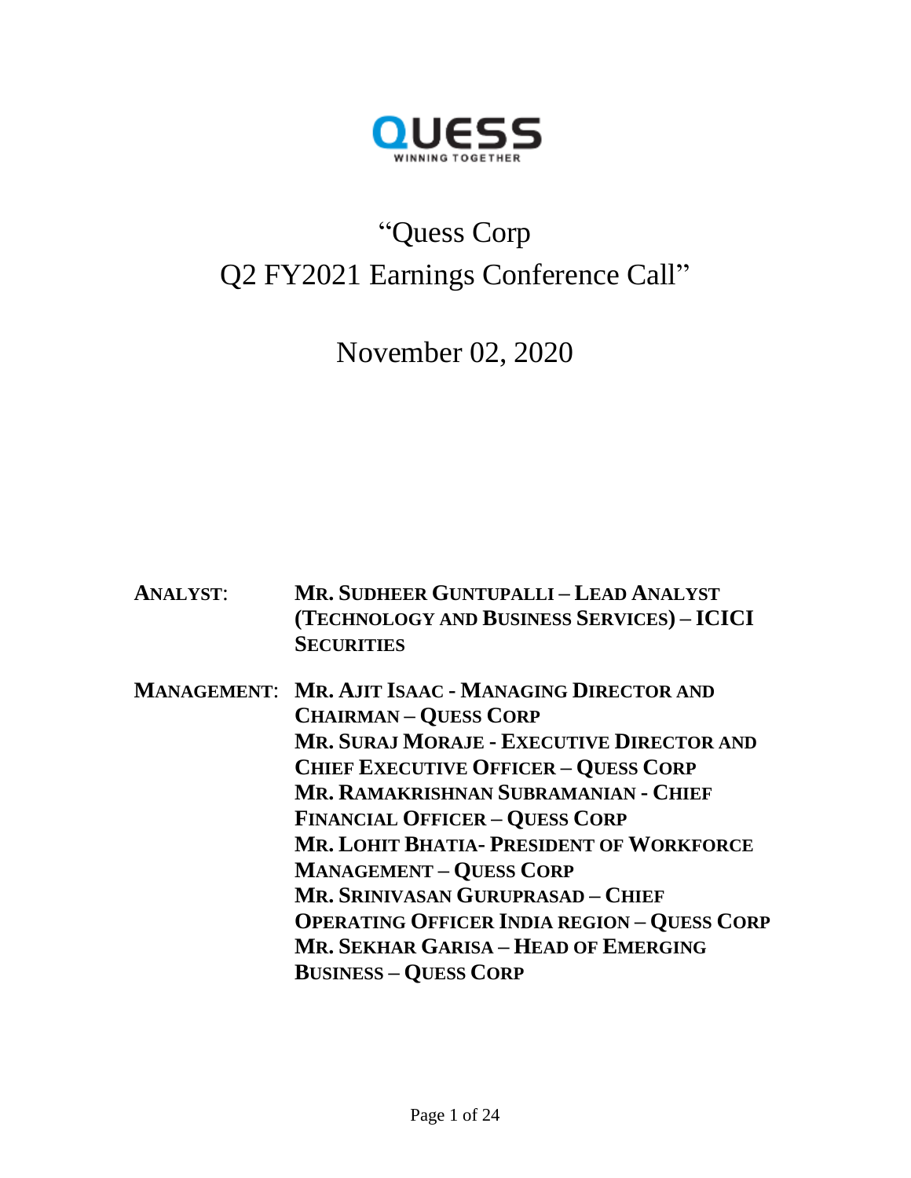QUESS

WINNING TOGETHER

# "Quess Corp Q2 FY2021 Earnings Conference Call"

November 02, 2020

**ANALYST:** **MR. SUDHEER GUNTUPALLI – LEAD ANALYST (TECHNOLOGY AND BUSINESS SERVICES) – ICICI SECURITIES**

**MANAGEMENT:** **MR. AJIT ISAAC - MANAGING DIRECTOR AND CHAIRMAN – QUESS CORP**
**MR. SURAJ MORAJE - EXECUTIVE DIRECTOR AND CHIEF EXECUTIVE OFFICER – QUESS CORP**
**MR. RAMAKRISHNAN SUBRAMANIAN - CHIEF FINANCIAL OFFICER – QUESS CORP**
**MR. LOHIT BHATIA- PRESIDENT OF WORKFORCE MANAGEMENT – QUESS CORP**
**MR. SRINIVASAN GURUPRASAD – CHIEF OPERATING OFFICER INDIA REGION – QUESS CORP**
**MR. SEKHAR GARISA – HEAD OF EMERGING BUSINESS – QUESS CORP**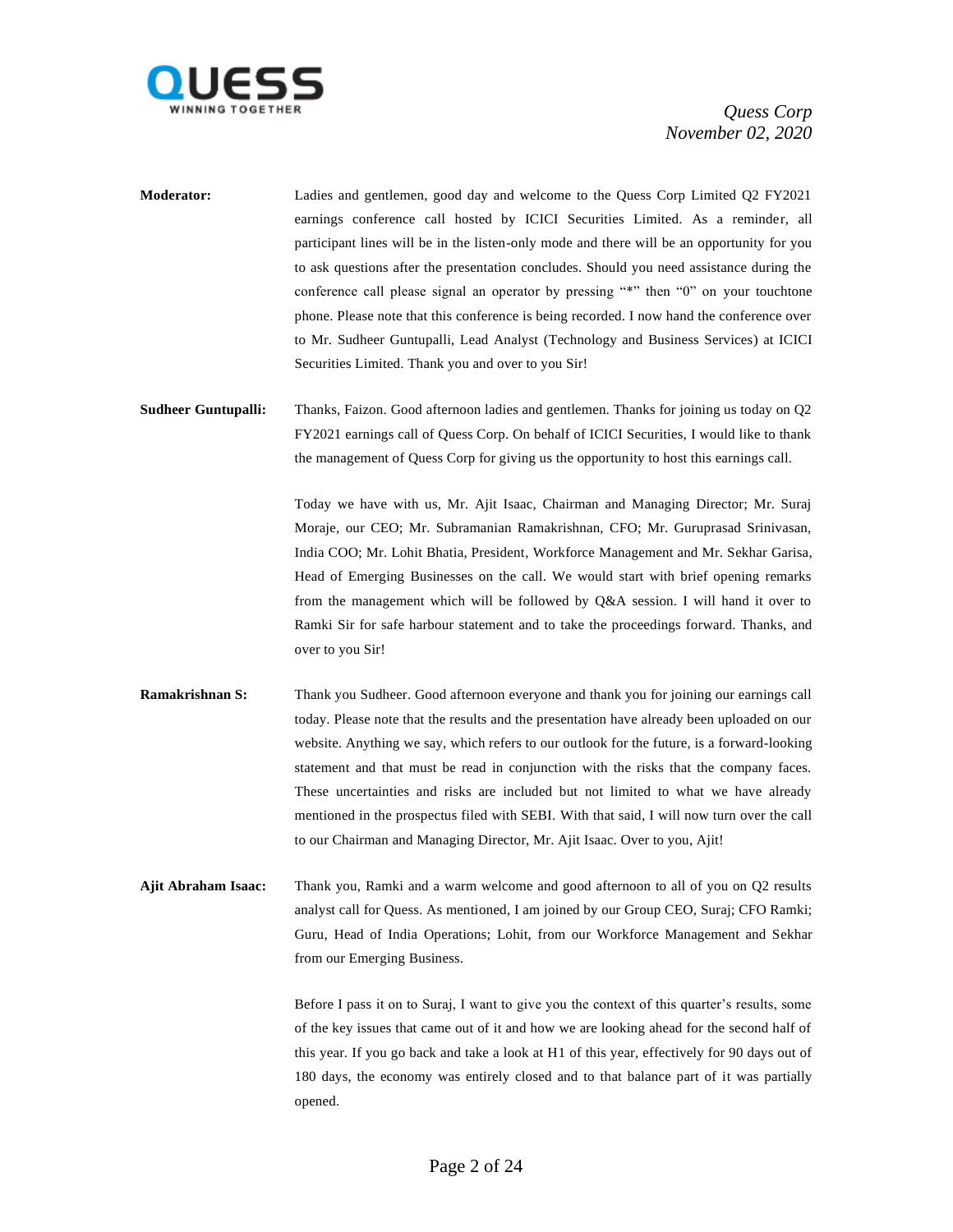**Moderator:** Ladies and gentlemen, good day and welcome to the Quess Corp Limited Q2 FY2021 earnings conference call hosted by ICICI Securities Limited. As a reminder, all participant lines will be in the listen-only mode and there will be an opportunity for you to ask questions after the presentation concludes. Should you need assistance during the conference call please signal an operator by pressing "*" then "0" on your touchtone phone. Please note that this conference is being recorded. I now hand the conference over to Mr. Sudheer Guntupalli, Lead Analyst (Technology and Business Services) at ICICI Securities Limited. Thank you and over to you Sir!

**Sudheer Guntupalli:** Thanks, Faizon. Good afternoon ladies and gentlemen. Thanks for joining us today on Q2 FY2021 earnings call of Quess Corp. On behalf of ICICI Securities, I would like to thank the management of Quess Corp for giving us the opportunity to host this earnings call.

Today we have with us, Mr. Ajit Isaac, Chairman and Managing Director; Mr. Suraj Moraje, our CEO; Mr. Subramanian Ramakrishnan, CFO; Mr. Guruprasad Srinivasan, India COO; Mr. Lohit Bhatia, President, Workforce Management and Mr. Sekhar Garisa, Head of Emerging Businesses on the call. We would start with brief opening remarks from the management which will be followed by Q&A session. I will hand it over to Ramki Sir for safe harbour statement and to take the proceedings forward. Thanks, and over to you Sir!

**Ramakrishnan S:** Thank you Sudheer. Good afternoon everyone and thank you for joining our earnings call today. Please note that the results and the presentation have already been uploaded on our website. Anything we say, which refers to our outlook for the future, is a forward-looking statement and that must be read in conjunction with the risks that the company faces. These uncertainties and risks are included but not limited to what we have already mentioned in the prospectus filed with SEBI. With that said, I will now turn over the call to our Chairman and Managing Director, Mr. Ajit Isaac. Over to you, Ajit!

**Ajit Abraham Isaac:** Thank you, Ramki and a warm welcome and good afternoon to all of you on Q2 results analyst call for Quess. As mentioned, I am joined by our Group CEO, Suraj; CFO Ramki; Guru, Head of India Operations; Lohit, from our Workforce Management and Sekhar from our Emerging Business.

Before I pass it on to Suraj, I want to give you the context of this quarter's results, some of the key issues that came out of it and how we are looking ahead for the second half of this year. If you go back and take a look at H1 of this year, effectively for 90 days out of 180 days, the economy was entirely closed and to that balance part of it was partially opened.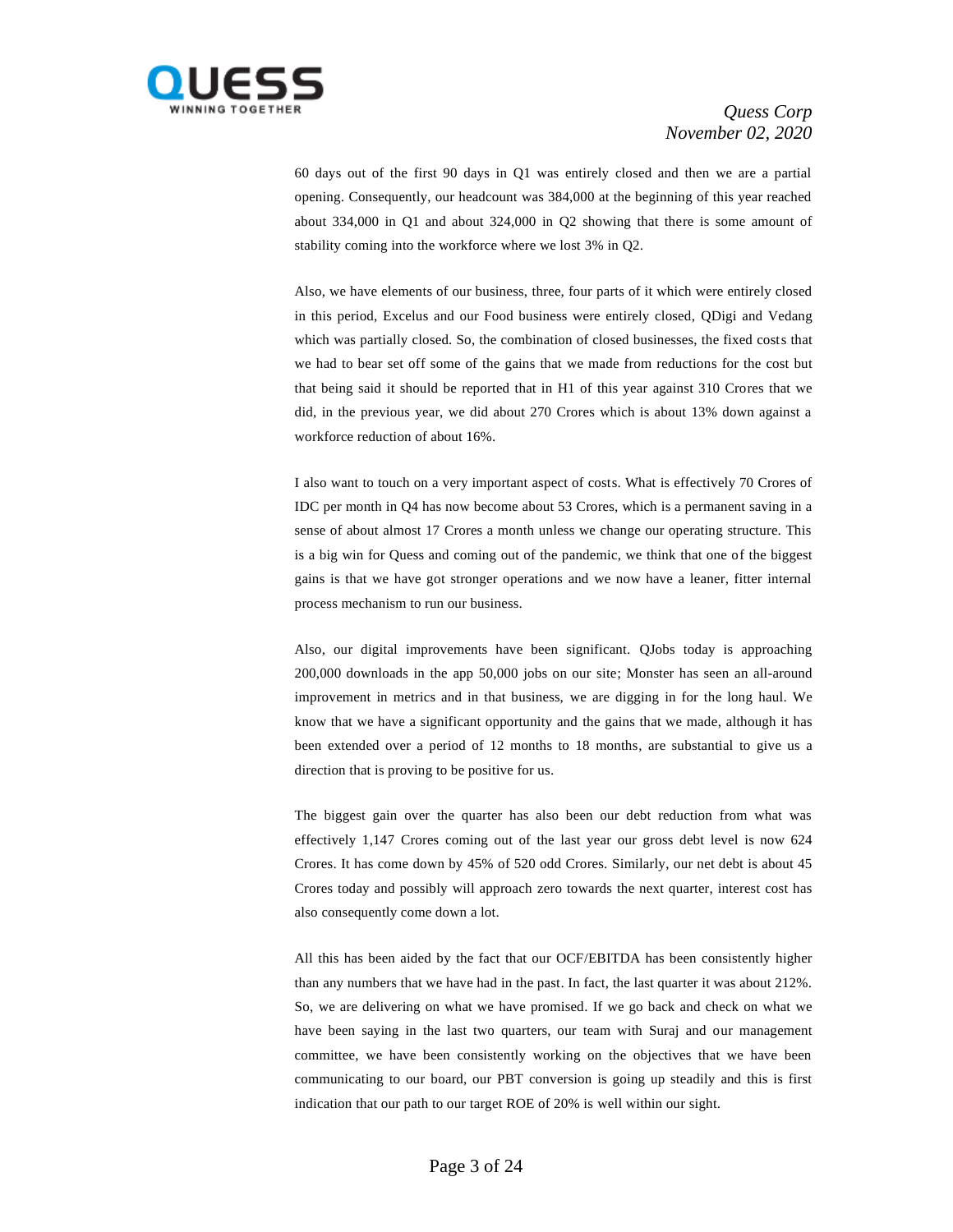60 days out of the first 90 days in Q1 was entirely closed and then we are a partial opening. Consequently, our headcount was 384,000 at the beginning of this year reached about 334,000 in Q1 and about 324,000 in Q2 showing that there is some amount of stability coming into the workforce where we lost 3% in Q2.

Also, we have elements of our business, three, four parts of it which were entirely closed in this period, Excelus and our Food business were entirely closed, QDigi and Vedang which was partially closed. So, the combination of closed businesses, the fixed costs that we had to bear set off some of the gains that we made from reductions for the cost but that being said it should be reported that in H1 of this year against 310 Crores that we did, in the previous year, we did about 270 Crores which is about 13% down against a workforce reduction of about 16%.

I also want to touch on a very important aspect of costs. What is effectively 70 Crores of IDC per month in Q4 has now become about 53 Crores, which is a permanent saving in a sense of about almost 17 Crores a month unless we change our operating structure. This is a big win for Quess and coming out of the pandemic, we think that one of the biggest gains is that we have got stronger operations and we now have a leaner, fitter internal process mechanism to run our business.

Also, our digital improvements have been significant. QJobs today is approaching 200,000 downloads in the app 50,000 jobs on our site; Monster has seen an all-around improvement in metrics and in that business, we are digging in for the long haul. We know that we have a significant opportunity and the gains that we made, although it has been extended over a period of 12 months to 18 months, are substantial to give us a direction that is proving to be positive for us.

The biggest gain over the quarter has also been our debt reduction from what was effectively 1,147 Crores coming out of the last year our gross debt level is now 624 Crores. It has come down by 45% of 520 odd Crores. Similarly, our net debt is about 45 Crores today and possibly will approach zero towards the next quarter, interest cost has also consequently come down a lot.

All this has been aided by the fact that our OCF/EBITDA has been consistently higher than any numbers that we have had in the past. In fact, the last quarter it was about 212%. So, we are delivering on what we have promised. If we go back and check on what we have been saying in the last two quarters, our team with Suraj and our management committee, we have been consistently working on the objectives that we have been communicating to our board, our PBT conversion is going up steadily and this is first indication that our path to our target ROE of 20% is well within our sight.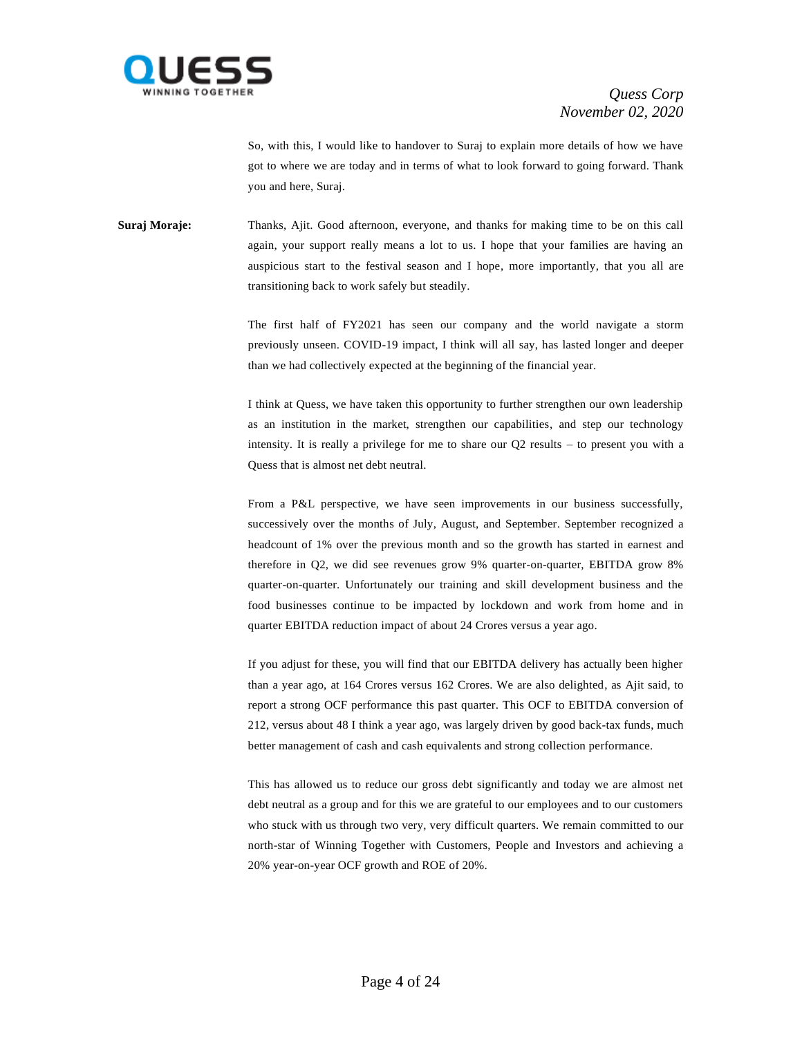So, with this, I would like to handover to Suraj to explain more details of how we have got to where we are today and in terms of what to look forward to going forward. Thank you and here, Suraj.

**Suraj Moraje:** Thanks, Ajit. Good afternoon, everyone, and thanks for making time to be on this call again, your support really means a lot to us. I hope that your families are having an auspicious start to the festival season and I hope, more importantly, that you all are transitioning back to work safely but steadily.

The first half of FY2021 has seen our company and the world navigate a storm previously unseen. COVID-19 impact, I think will all say, has lasted longer and deeper than we had collectively expected at the beginning of the financial year.

I think at Quess, we have taken this opportunity to further strengthen our own leadership as an institution in the market, strengthen our capabilities, and step our technology intensity. It is really a privilege for me to share our Q2 results – to present you with a Quess that is almost net debt neutral.

From a P&L perspective, we have seen improvements in our business successfully, successively over the months of July, August, and September. September recognized a headcount of 1% over the previous month and so the growth has started in earnest and therefore in Q2, we did see revenues grow 9% quarter-on-quarter, EBITDA grow 8% quarter-on-quarter. Unfortunately our training and skill development business and the food businesses continue to be impacted by lockdown and work from home and in quarter EBITDA reduction impact of about 24 Crores versus a year ago.

If you adjust for these, you will find that our EBITDA delivery has actually been higher than a year ago, at 164 Crores versus 162 Crores. We are also delighted, as Ajit said, to report a strong OCF performance this past quarter. This OCF to EBITDA conversion of 212, versus about 48 I think a year ago, was largely driven by good back-tax funds, much better management of cash and cash equivalents and strong collection performance.

This has allowed us to reduce our gross debt significantly and today we are almost net debt neutral as a group and for this we are grateful to our employees and to our customers who stuck with us through two very, very difficult quarters. We remain committed to our north-star of Winning Together with Customers, People and Investors and achieving a 20% year-on-year OCF growth and ROE of 20%.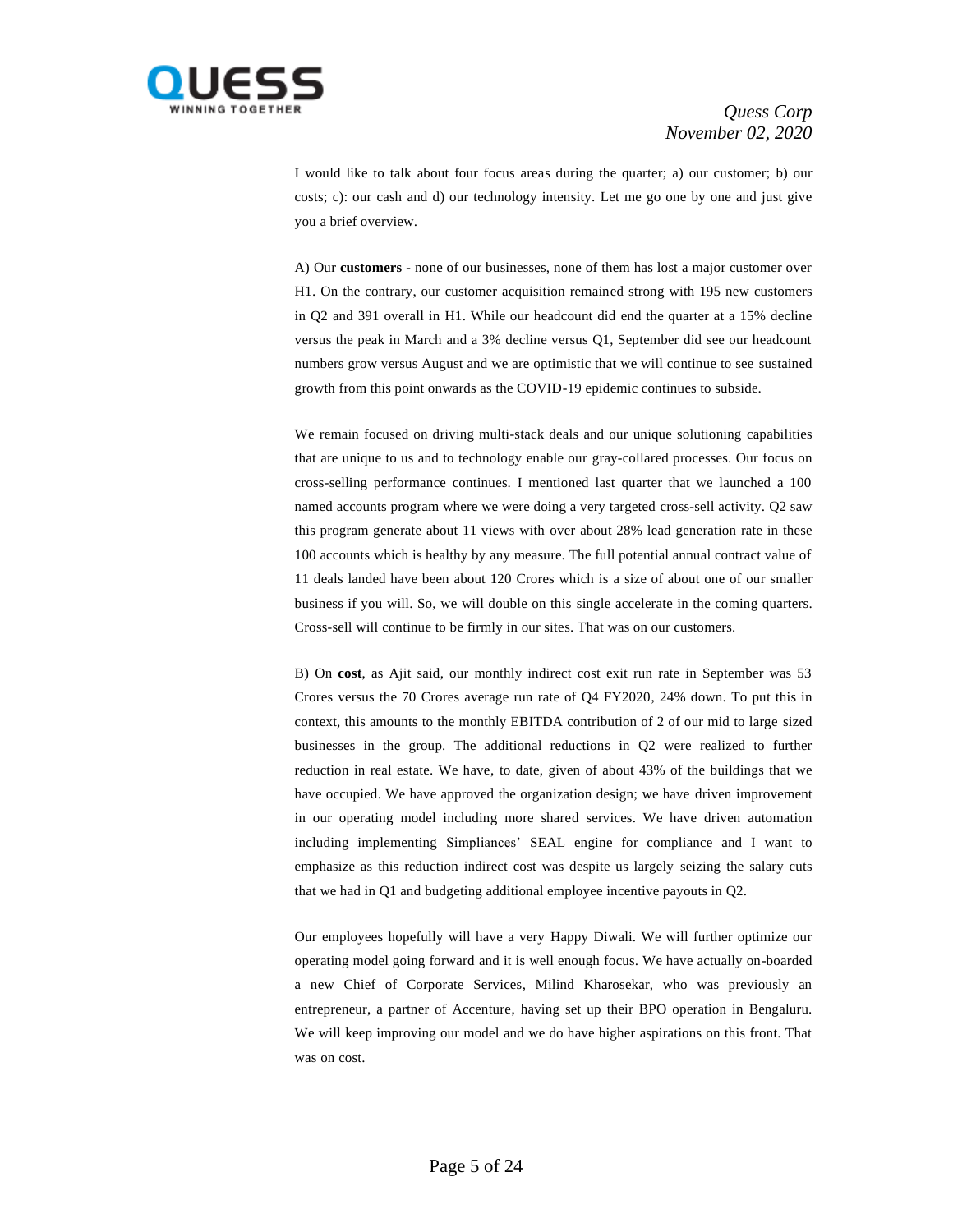I would like to talk about four focus areas during the quarter; a) our customer; b) our costs; c): our cash and d) our technology intensity. Let me go one by one and just give you a brief overview.

A) Our **customers** - none of our businesses, none of them has lost a major customer over H1. On the contrary, our customer acquisition remained strong with 195 new customers in Q2 and 391 overall in H1. While our headcount did end the quarter at a 15% decline versus the peak in March and a 3% decline versus Q1, September did see our headcount numbers grow versus August and we are optimistic that we will continue to see sustained growth from this point onwards as the COVID-19 epidemic continues to subside.

We remain focused on driving multi-stack deals and our unique solutioning capabilities that are unique to us and to technology enable our gray-collared processes. Our focus on cross-selling performance continues. I mentioned last quarter that we launched a 100 named accounts program where we were doing a very targeted cross-sell activity. Q2 saw this program generate about 11 views with over about 28% lead generation rate in these 100 accounts which is healthy by any measure. The full potential annual contract value of 11 deals landed have been about 120 Crores which is a size of about one of our smaller business if you will. So, we will double on this single accelerate in the coming quarters. Cross-sell will continue to be firmly in our sites. That was on our customers.

B) On **cost**, as Ajit said, our monthly indirect cost exit run rate in September was 53 Crores versus the 70 Crores average run rate of Q4 FY2020, 24% down. To put this in context, this amounts to the monthly EBITDA contribution of 2 of our mid to large sized businesses in the group. The additional reductions in Q2 were realized to further reduction in real estate. We have, to date, given of about 43% of the buildings that we have occupied. We have approved the organization design; we have driven improvement in our operating model including more shared services. We have driven automation including implementing Simpliances' SEAL engine for compliance and I want to emphasize as this reduction indirect cost was despite us largely seizing the salary cuts that we had in Q1 and budgeting additional employee incentive payouts in Q2.

Our employees hopefully will have a very Happy Diwali. We will further optimize our operating model going forward and it is well enough focus. We have actually on-boarded a new Chief of Corporate Services, Milind Kharosekar, who was previously an entrepreneur, a partner of Accenture, having set up their BPO operation in Bengaluru. We will keep improving our model and we do have higher aspirations on this front. That was on cost.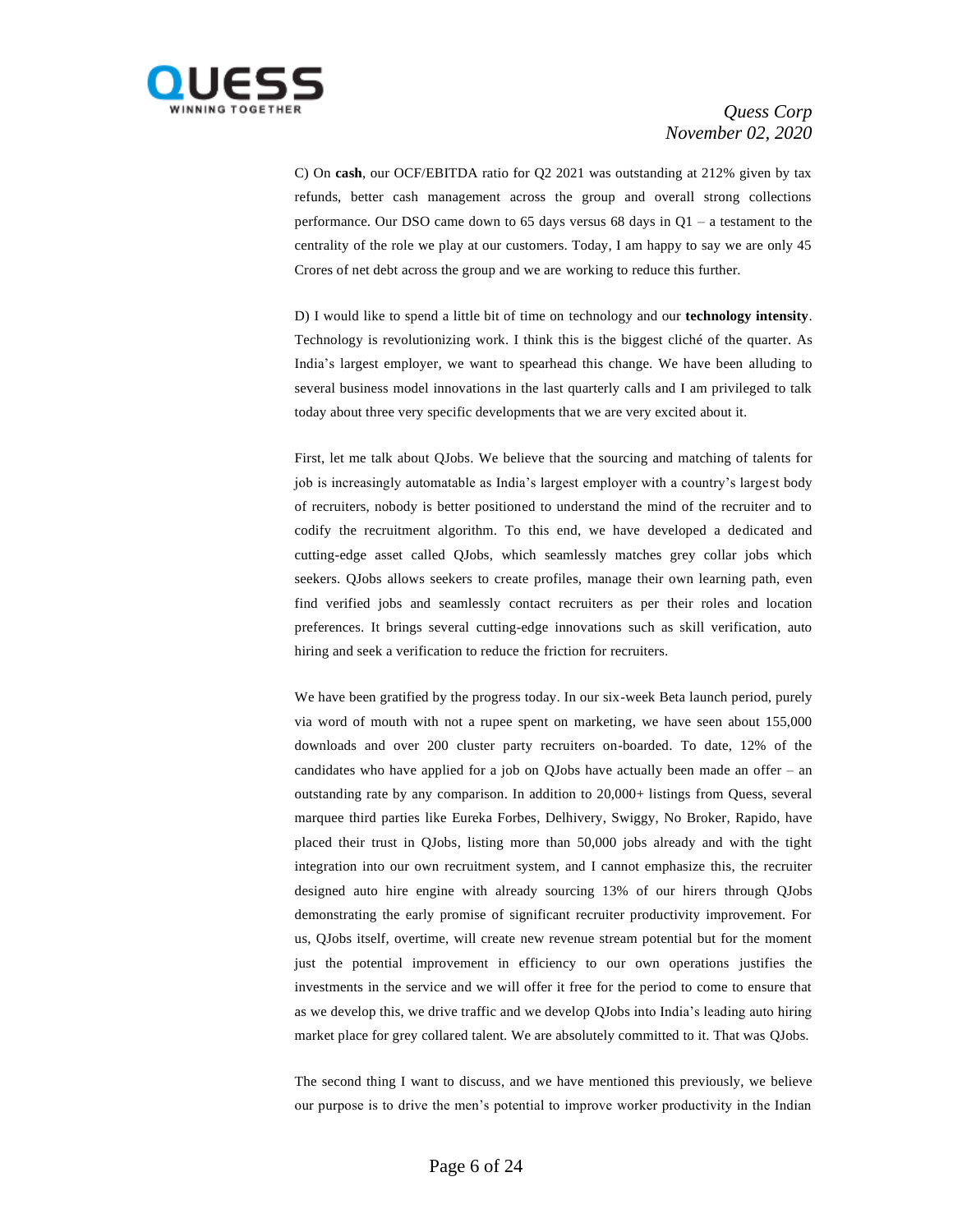C) On **cash**, our OCF/EBITDA ratio for Q2 2021 was outstanding at 212% given by tax refunds, better cash management across the group and overall strong collections performance. Our DSO came down to 65 days versus 68 days in Q1 – a testament to the centrality of the role we play at our customers. Today, I am happy to say we are only 45 Crores of net debt across the group and we are working to reduce this further.

D) I would like to spend a little bit of time on technology and our **technology intensity**. Technology is revolutionizing work. I think this is the biggest cliché of the quarter. As India's largest employer, we want to spearhead this change. We have been alluding to several business model innovations in the last quarterly calls and I am privileged to talk today about three very specific developments that we are very excited about it.

First, let me talk about QJobs. We believe that the sourcing and matching of talents for job is increasingly automatable as India's largest employer with a country's largest body of recruiters, nobody is better positioned to understand the mind of the recruiter and to codify the recruitment algorithm. To this end, we have developed a dedicated and cutting-edge asset called QJobs, which seamlessly matches grey collar jobs which seekers. QJobs allows seekers to create profiles, manage their own learning path, even find verified jobs and seamlessly contact recruiters as per their roles and location preferences. It brings several cutting-edge innovations such as skill verification, auto hiring and seek a verification to reduce the friction for recruiters.

We have been gratified by the progress today. In our six-week Beta launch period, purely via word of mouth with not a rupee spent on marketing, we have seen about 155,000 downloads and over 200 cluster party recruiters on-boarded. To date, 12% of the candidates who have applied for a job on QJobs have actually been made an offer – an outstanding rate by any comparison. In addition to 20,000+ listings from Quess, several marquee third parties like Eureka Forbes, Delhivery, Swiggy, No Broker, Rapido, have placed their trust in QJobs, listing more than 50,000 jobs already and with the tight integration into our own recruitment system, and I cannot emphasize this, the recruiter designed auto hire engine with already sourcing 13% of our hirers through QJobs demonstrating the early promise of significant recruiter productivity improvement. For us, QJobs itself, overtime, will create new revenue stream potential but for the moment just the potential improvement in efficiency to our own operations justifies the investments in the service and we will offer it free for the period to come to ensure that as we develop this, we drive traffic and we develop QJobs into India's leading auto hiring market place for grey collared talent. We are absolutely committed to it. That was QJobs.

The second thing I want to discuss, and we have mentioned this previously, we believe our purpose is to drive the men's potential to improve worker productivity in the Indian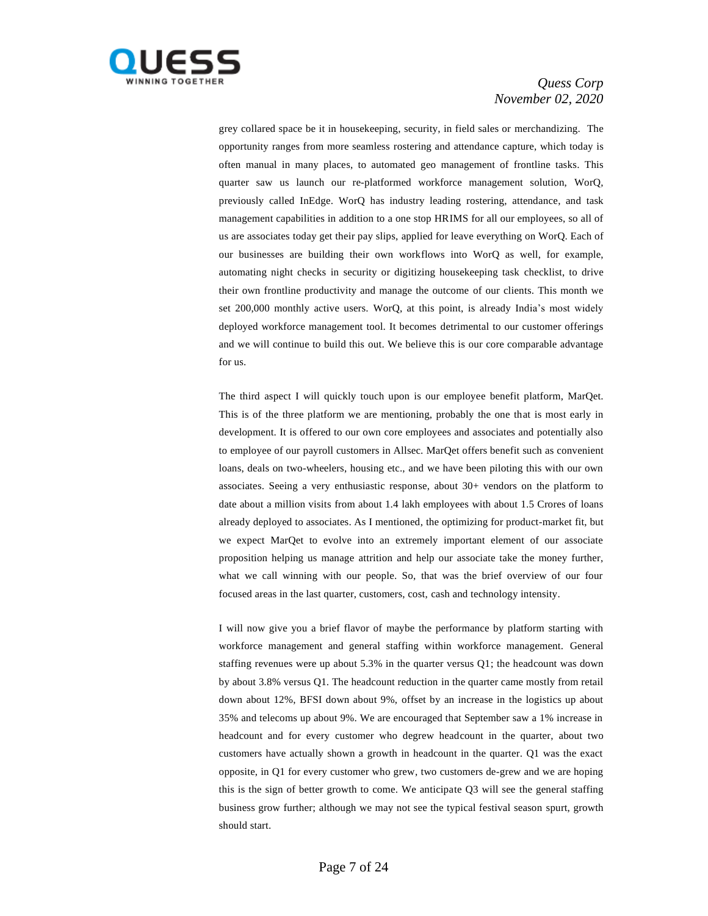grey collared space be it in housekeeping, security, in field sales or merchandizing. The opportunity ranges from more seamless rostering and attendance capture, which today is often manual in many places, to automated geo management of frontline tasks. This quarter saw us launch our re-platformed workforce management solution, WorQ, previously called InEdge. WorQ has industry leading rostering, attendance, and task management capabilities in addition to a one stop HRIMS for all our employees, so all of us are associates today get their pay slips, applied for leave everything on WorQ. Each of our businesses are building their own workflows into WorQ as well, for example, automating night checks in security or digitizing housekeeping task checklist, to drive their own frontline productivity and manage the outcome of our clients. This month we set 200,000 monthly active users. WorQ, at this point, is already India's most widely deployed workforce management tool. It becomes detrimental to our customer offerings and we will continue to build this out. We believe this is our core comparable advantage for us.

The third aspect I will quickly touch upon is our employee benefit platform, MarQet. This is of the three platform we are mentioning, probably the one that is most early in development. It is offered to our own core employees and associates and potentially also to employee of our payroll customers in Allsec. MarQet offers benefit such as convenient loans, deals on two-wheelers, housing etc., and we have been piloting this with our own associates. Seeing a very enthusiastic response, about 30+ vendors on the platform to date about a million visits from about 1.4 lakh employees with about 1.5 Crores of loans already deployed to associates. As I mentioned, the optimizing for product-market fit, but we expect MarQet to evolve into an extremely important element of our associate proposition helping us manage attrition and help our associate take the money further, what we call winning with our people. So, that was the brief overview of our four focused areas in the last quarter, customers, cost, cash and technology intensity.

I will now give you a brief flavor of maybe the performance by platform starting with workforce management and general staffing within workforce management. General staffing revenues were up about 5.3% in the quarter versus Q1; the headcount was down by about 3.8% versus Q1. The headcount reduction in the quarter came mostly from retail down about 12%, BFSI down about 9%, offset by an increase in the logistics up about 35% and telecoms up about 9%. We are encouraged that September saw a 1% increase in headcount and for every customer who degrew headcount in the quarter, about two customers have actually shown a growth in headcount in the quarter. Q1 was the exact opposite, in Q1 for every customer who grew, two customers de-grew and we are hoping this is the sign of better growth to come. We anticipate Q3 will see the general staffing business grow further; although we may not see the typical festival season spurt, growth should start.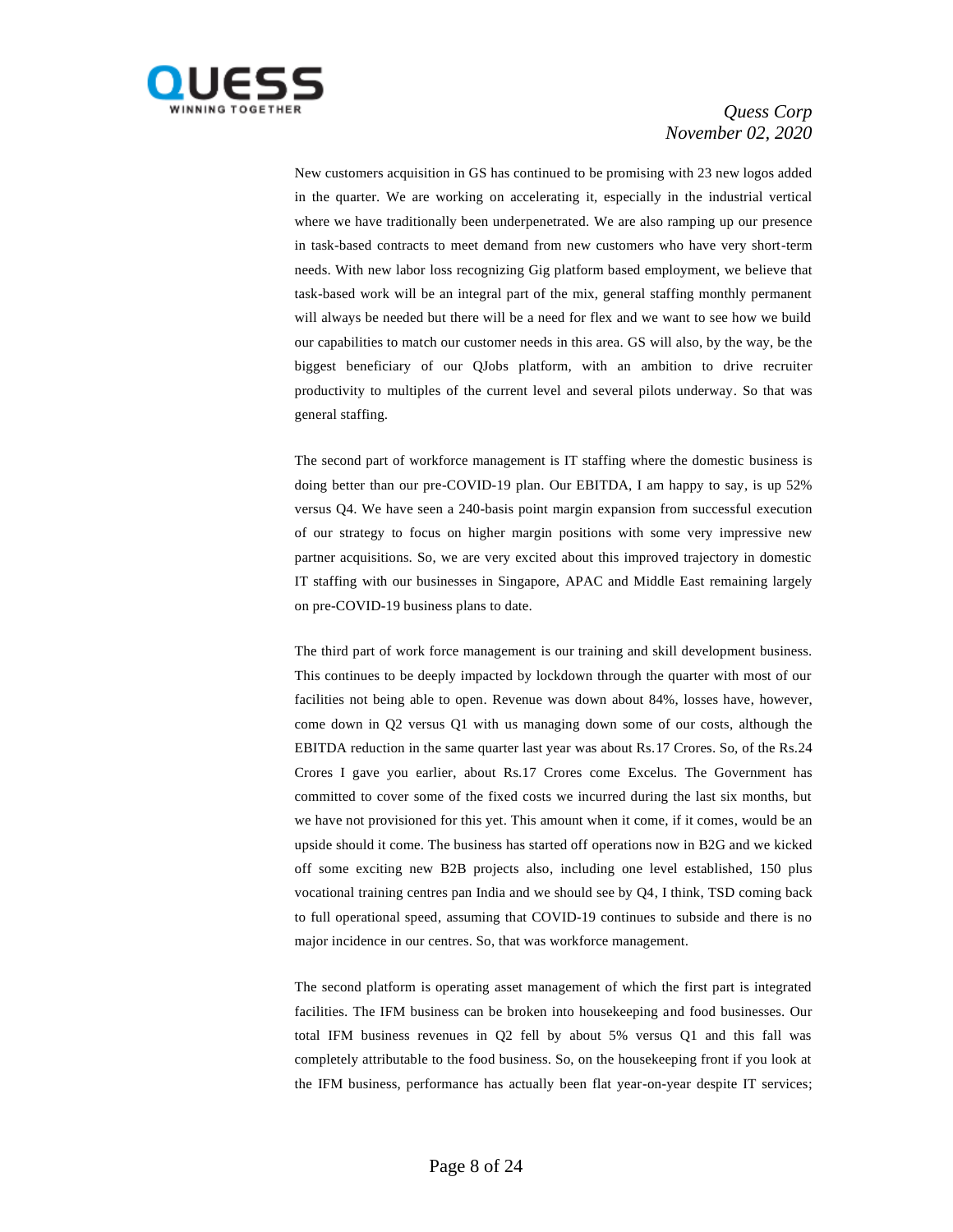New customers acquisition in GS has continued to be promising with 23 new logos added in the quarter. We are working on accelerating it, especially in the industrial vertical where we have traditionally been underpenetrated. We are also ramping up our presence in task-based contracts to meet demand from new customers who have very short-term needs. With new labor loss recognizing Gig platform based employment, we believe that task-based work will be an integral part of the mix, general staffing monthly permanent will always be needed but there will be a need for flex and we want to see how we build our capabilities to match our customer needs in this area. GS will also, by the way, be the biggest beneficiary of our QJobs platform, with an ambition to drive recruiter productivity to multiples of the current level and several pilots underway. So that was general staffing.

The second part of workforce management is IT staffing where the domestic business is doing better than our pre-COVID-19 plan. Our EBITDA, I am happy to say, is up 52% versus Q4. We have seen a 240-basis point margin expansion from successful execution of our strategy to focus on higher margin positions with some very impressive new partner acquisitions. So, we are very excited about this improved trajectory in domestic IT staffing with our businesses in Singapore, APAC and Middle East remaining largely on pre-COVID-19 business plans to date.

The third part of work force management is our training and skill development business. This continues to be deeply impacted by lockdown through the quarter with most of our facilities not being able to open. Revenue was down about 84%, losses have, however, come down in Q2 versus Q1 with us managing down some of our costs, although the EBITDA reduction in the same quarter last year was about Rs.17 Crores. So, of the Rs.24 Crores I gave you earlier, about Rs.17 Crores come Excelus. The Government has committed to cover some of the fixed costs we incurred during the last six months, but we have not provisioned for this yet. This amount when it come, if it comes, would be an upside should it come. The business has started off operations now in B2G and we kicked off some exciting new B2B projects also, including one level established, 150 plus vocational training centres pan India and we should see by Q4, I think, TSD coming back to full operational speed, assuming that COVID-19 continues to subside and there is no major incidence in our centres. So, that was workforce management.

The second platform is operating asset management of which the first part is integrated facilities. The IFM business can be broken into housekeeping and food businesses. Our total IFM business revenues in Q2 fell by about 5% versus Q1 and this fall was completely attributable to the food business. So, on the housekeeping front if you look at the IFM business, performance has actually been flat year-on-year despite IT services;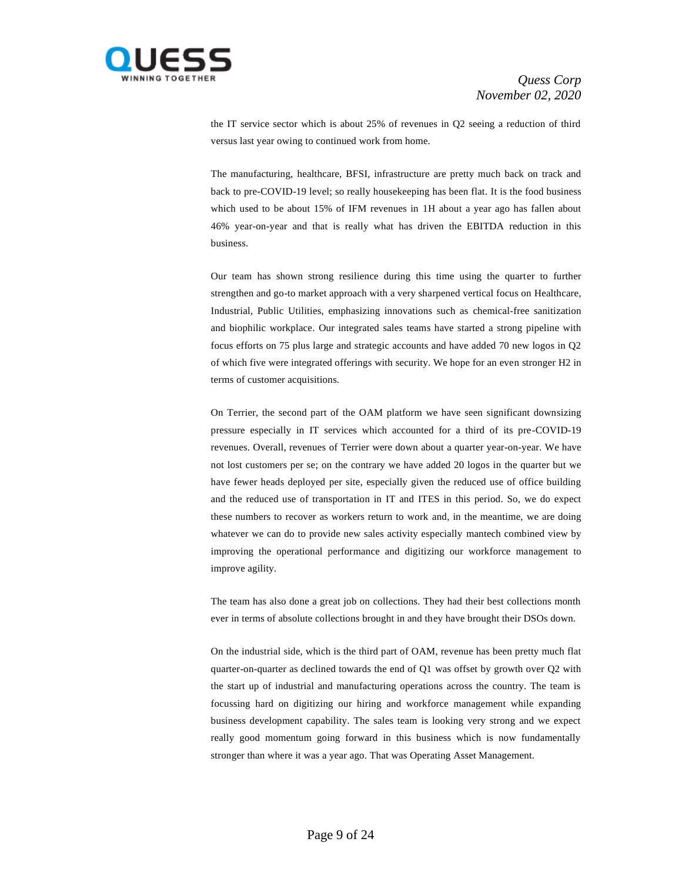the IT service sector which is about 25% of revenues in Q2 seeing a reduction of third versus last year owing to continued work from home.

The manufacturing, healthcare, BFSI, infrastructure are pretty much back on track and back to pre-COVID-19 level; so really housekeeping has been flat. It is the food business which used to be about 15% of IFM revenues in 1H about a year ago has fallen about 46% year-on-year and that is really what has driven the EBITDA reduction in this business.

Our team has shown strong resilience during this time using the quarter to further strengthen and go-to market approach with a very sharpened vertical focus on Healthcare, Industrial, Public Utilities, emphasizing innovations such as chemical-free sanitization and biophilic workplace. Our integrated sales teams have started a strong pipeline with focus efforts on 75 plus large and strategic accounts and have added 70 new logos in Q2 of which five were integrated offerings with security. We hope for an even stronger H2 in terms of customer acquisitions.

On Terrier, the second part of the OAM platform we have seen significant downsizing pressure especially in IT services which accounted for a third of its pre-COVID-19 revenues. Overall, revenues of Terrier were down about a quarter year-on-year. We have not lost customers per se; on the contrary we have added 20 logos in the quarter but we have fewer heads deployed per site, especially given the reduced use of office building and the reduced use of transportation in IT and ITES in this period. So, we do expect these numbers to recover as workers return to work and, in the meantime, we are doing whatever we can do to provide new sales activity especially mantech combined view by improving the operational performance and digitizing our workforce management to improve agility.

The team has also done a great job on collections. They had their best collections month ever in terms of absolute collections brought in and they have brought their DSOs down.

On the industrial side, which is the third part of OAM, revenue has been pretty much flat quarter-on-quarter as declined towards the end of Q1 was offset by growth over Q2 with the start up of industrial and manufacturing operations across the country. The team is focussing hard on digitizing our hiring and workforce management while expanding business development capability. The sales team is looking very strong and we expect really good momentum going forward in this business which is now fundamentally stronger than where it was a year ago. That was Operating Asset Management.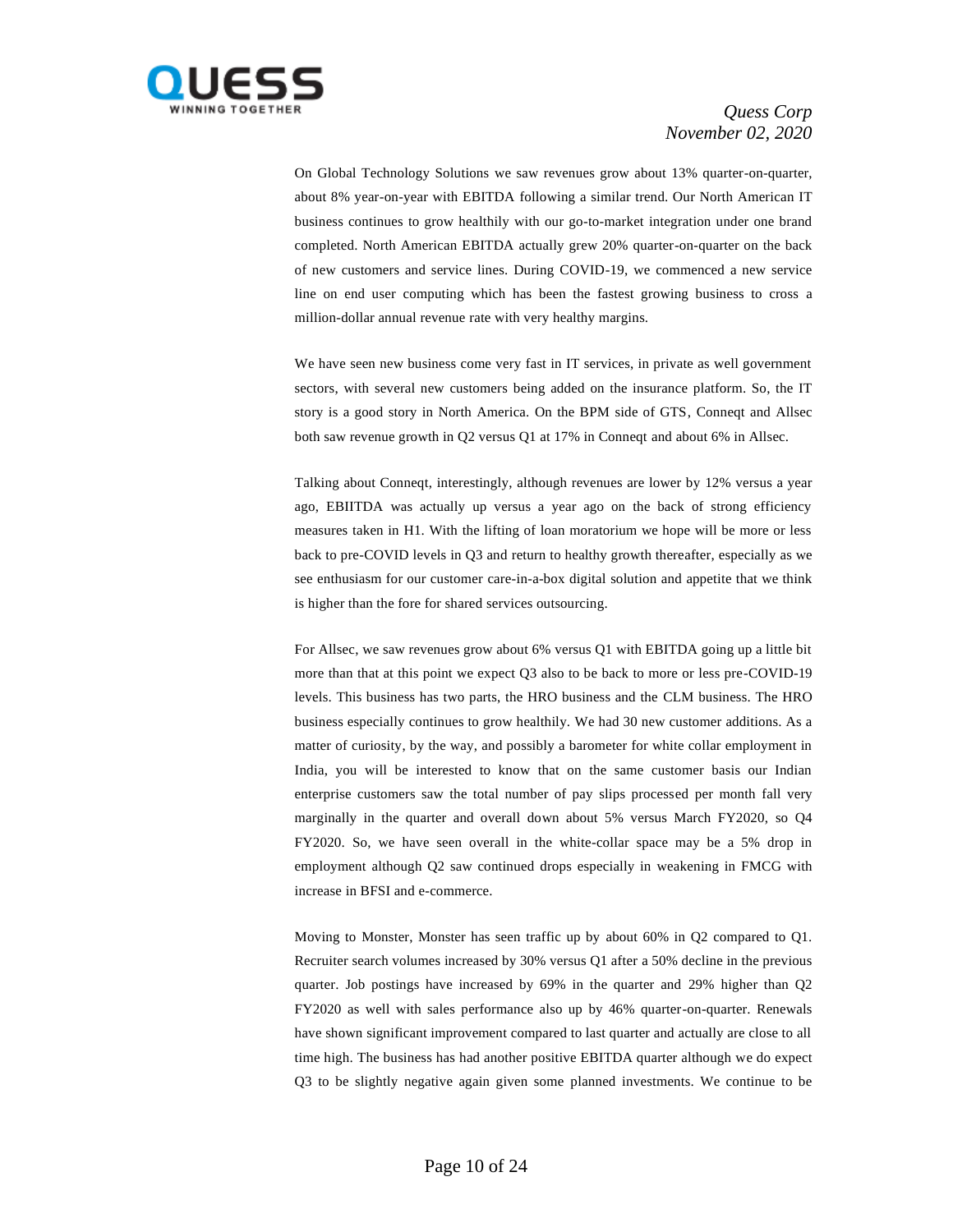On Global Technology Solutions we saw revenues grow about 13% quarter-on-quarter, about 8% year-on-year with EBITDA following a similar trend. Our North American IT business continues to grow healthily with our go-to-market integration under one brand completed. North American EBITDA actually grew 20% quarter-on-quarter on the back of new customers and service lines. During COVID-19, we commenced a new service line on end user computing which has been the fastest growing business to cross a million-dollar annual revenue rate with very healthy margins.

We have seen new business come very fast in IT services, in private as well government sectors, with several new customers being added on the insurance platform. So, the IT story is a good story in North America. On the BPM side of GTS, Conneqt and Allsec both saw revenue growth in Q2 versus Q1 at 17% in Conneqt and about 6% in Allsec.

Talking about Conneqt, interestingly, although revenues are lower by 12% versus a year ago, EBIITDA was actually up versus a year ago on the back of strong efficiency measures taken in H1. With the lifting of loan moratorium we hope will be more or less back to pre-COVID levels in Q3 and return to healthy growth thereafter, especially as we see enthusiasm for our customer care-in-a-box digital solution and appetite that we think is higher than the fore for shared services outsourcing.

For Allsec, we saw revenues grow about 6% versus Q1 with EBITDA going up a little bit more than that at this point we expect Q3 also to be back to more or less pre-COVID-19 levels. This business has two parts, the HRO business and the CLM business. The HRO business especially continues to grow healthily. We had 30 new customer additions. As a matter of curiosity, by the way, and possibly a barometer for white collar employment in India, you will be interested to know that on the same customer basis our Indian enterprise customers saw the total number of pay slips processed per month fall very marginally in the quarter and overall down about 5% versus March FY2020, so Q4 FY2020. So, we have seen overall in the white-collar space may be a 5% drop in employment although Q2 saw continued drops especially in weakening in FMCG with increase in BFSI and e-commerce.

Moving to Monster, Monster has seen traffic up by about 60% in Q2 compared to Q1. Recruiter search volumes increased by 30% versus Q1 after a 50% decline in the previous quarter. Job postings have increased by 69% in the quarter and 29% higher than Q2 FY2020 as well with sales performance also up by 46% quarter-on-quarter. Renewals have shown significant improvement compared to last quarter and actually are close to all time high. The business has had another positive EBITDA quarter although we do expect Q3 to be slightly negative again given some planned investments. We continue to be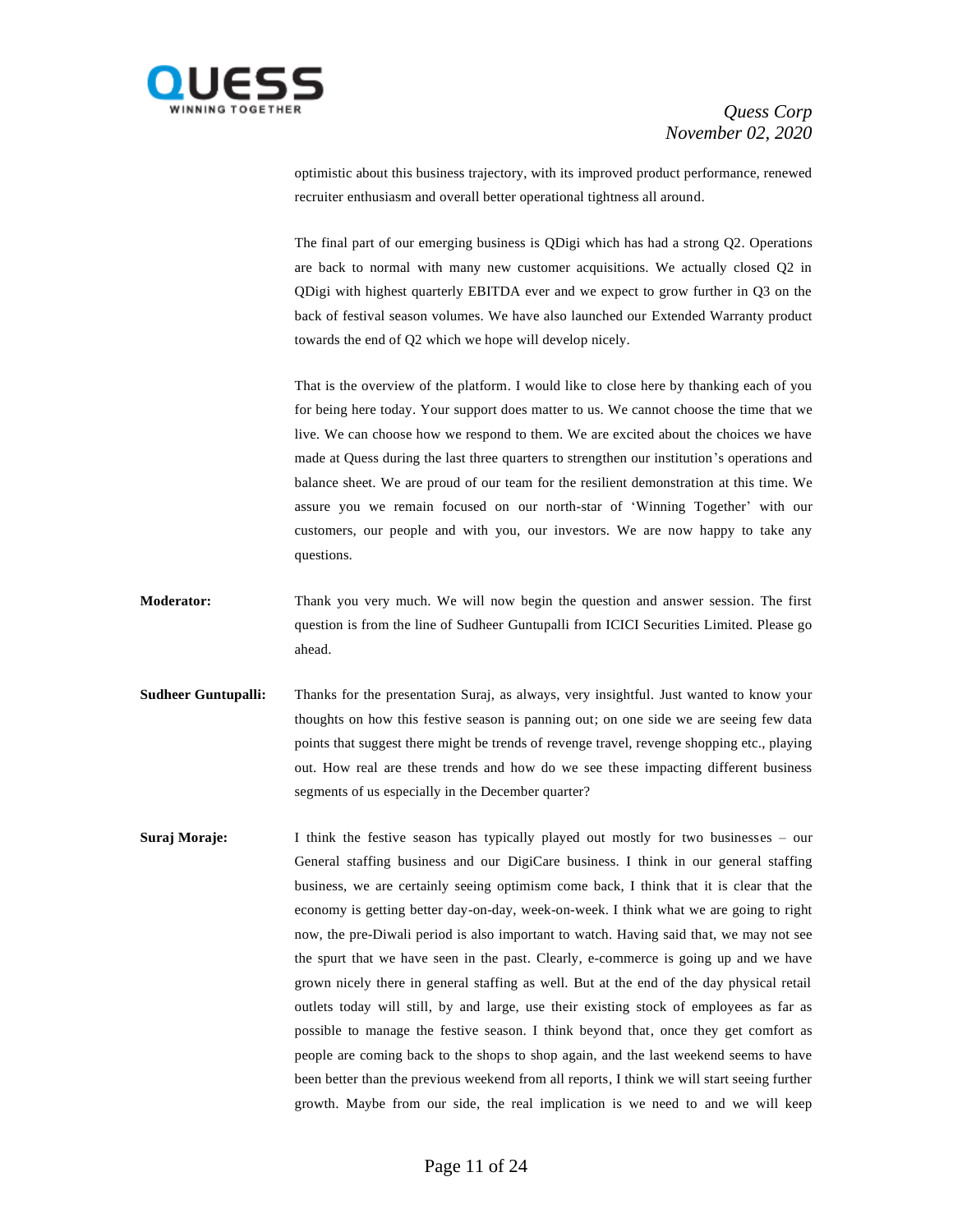optimistic about this business trajectory, with its improved product performance, renewed recruiter enthusiasm and overall better operational tightness all around.

The final part of our emerging business is QDigi which has had a strong Q2. Operations are back to normal with many new customer acquisitions. We actually closed Q2 in QDigi with highest quarterly EBITDA ever and we expect to grow further in Q3 on the back of festival season volumes. We have also launched our Extended Warranty product towards the end of Q2 which we hope will develop nicely.

That is the overview of the platform. I would like to close here by thanking each of you for being here today. Your support does matter to us. We cannot choose the time that we live. We can choose how we respond to them. We are excited about the choices we have made at Quess during the last three quarters to strengthen our institution's operations and balance sheet. We are proud of our team for the resilient demonstration at this time. We assure you we remain focused on our north-star of 'Winning Together' with our customers, our people and with you, our investors. We are now happy to take any questions.

**Moderator:** Thank you very much. We will now begin the question and answer session. The first question is from the line of Sudheer Guntupalli from ICICI Securities Limited. Please go ahead.

**Sudheer Guntupalli:** Thanks for the presentation Suraj, as always, very insightful. Just wanted to know your thoughts on how this festive season is panning out; on one side we are seeing few data points that suggest there might be trends of revenge travel, revenge shopping etc., playing out. How real are these trends and how do we see these impacting different business segments of us especially in the December quarter?

**Suraj Moraje:** I think the festive season has typically played out mostly for two businesses – our General staffing business and our DigiCare business. I think in our general staffing business, we are certainly seeing optimism come back, I think that it is clear that the economy is getting better day-on-day, week-on-week. I think what we are going to right now, the pre-Diwali period is also important to watch. Having said that, we may not see the spurt that we have seen in the past. Clearly, e-commerce is going up and we have grown nicely there in general staffing as well. But at the end of the day physical retail outlets today will still, by and large, use their existing stock of employees as far as possible to manage the festive season. I think beyond that, once they get comfort as people are coming back to the shops to shop again, and the last weekend seems to have been better than the previous weekend from all reports, I think we will start seeing further growth. Maybe from our side, the real implication is we need to and we will keep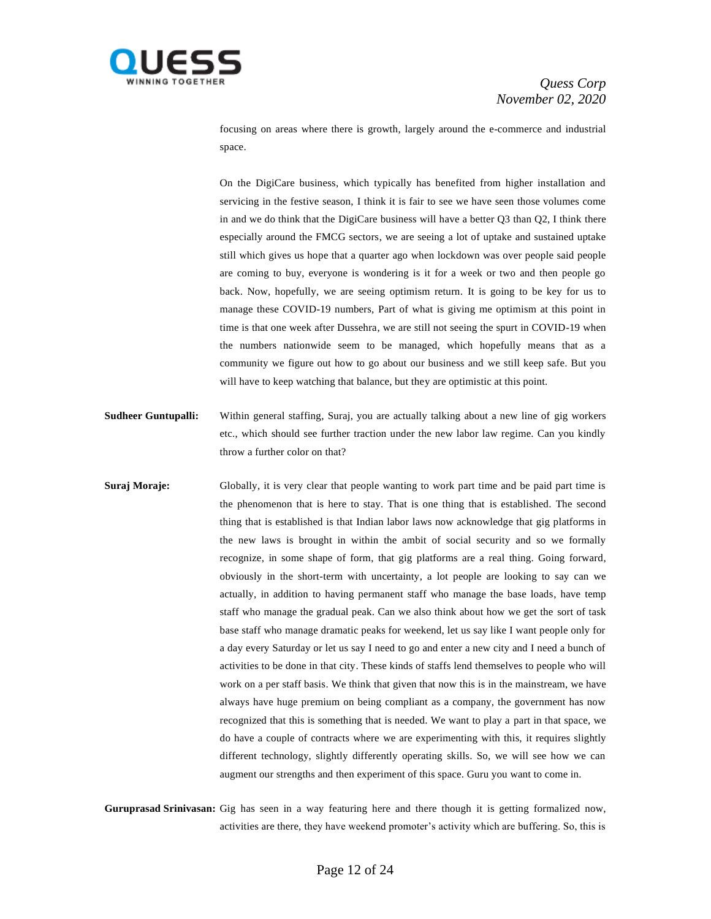focusing on areas where there is growth, largely around the e-commerce and industrial space.

On the DigiCare business, which typically has benefited from higher installation and servicing in the festive season, I think it is fair to see we have seen those volumes come in and we do think that the DigiCare business will have a better Q3 than Q2, I think there especially around the FMCG sectors, we are seeing a lot of uptake and sustained uptake still which gives us hope that a quarter ago when lockdown was over people said people are coming to buy, everyone is wondering is it for a week or two and then people go back. Now, hopefully, we are seeing optimism return. It is going to be key for us to manage these COVID-19 numbers, Part of what is giving me optimism at this point in time is that one week after Dussehra, we are still not seeing the spurt in COVID-19 when the numbers nationwide seem to be managed, which hopefully means that as a community we figure out how to go about our business and we still keep safe. But you will have to keep watching that balance, but they are optimistic at this point.

**Sudheer Guntupalli:** Within general staffing, Suraj, you are actually talking about a new line of gig workers etc., which should see further traction under the new labor law regime. Can you kindly throw a further color on that?

**Suraj Moraje:** Globally, it is very clear that people wanting to work part time and be paid part time is the phenomenon that is here to stay. That is one thing that is established. The second thing that is established is that Indian labor laws now acknowledge that gig platforms in the new laws is brought in within the ambit of social security and so we formally recognize, in some shape of form, that gig platforms are a real thing. Going forward, obviously in the short-term with uncertainty, a lot people are looking to say can we actually, in addition to having permanent staff who manage the base loads, have temp staff who manage the gradual peak. Can we also think about how we get the sort of task base staff who manage dramatic peaks for weekend, let us say like I want people only for a day every Saturday or let us say I need to go and enter a new city and I need a bunch of activities to be done in that city. These kinds of staffs lend themselves to people who will work on a per staff basis. We think that given that now this is in the mainstream, we have always have huge premium on being compliant as a company, the government has now recognized that this is something that is needed. We want to play a part in that space, we do have a couple of contracts where we are experimenting with this, it requires slightly different technology, slightly differently operating skills. So, we will see how we can augment our strengths and then experiment of this space. Guru you want to come in.

**Guruprasad Srinivasan:** Gig has seen in a way featuring here and there though it is getting formalized now, activities are there, they have weekend promoter's activity which are buffering. So, this is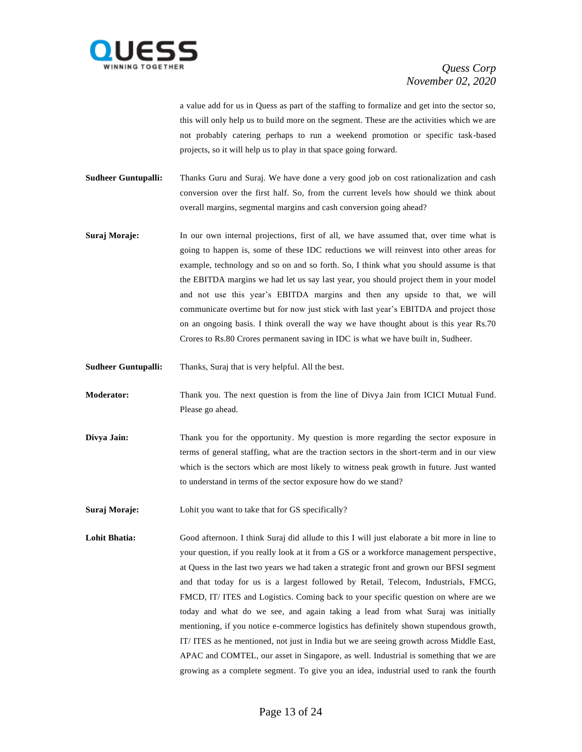a value add for us in Quess as part of the staffing to formalize and get into the sector so, this will only help us to build more on the segment. These are the activities which we are not probably catering perhaps to run a weekend promotion or specific task-based projects, so it will help us to play in that space going forward.

**Sudheer Guntupalli:** Thanks Guru and Suraj. We have done a very good job on cost rationalization and cash conversion over the first half. So, from the current levels how should we think about overall margins, segmental margins and cash conversion going ahead?

**Suraj Moraje:** In our own internal projections, first of all, we have assumed that, over time what is going to happen is, some of these IDC reductions we will reinvest into other areas for example, technology and so on and so forth. So, I think what you should assume is that the EBITDA margins we had let us say last year, you should project them in your model and not use this year's EBITDA margins and then any upside to that, we will communicate overtime but for now just stick with last year's EBITDA and project those on an ongoing basis. I think overall the way we have thought about is this year Rs.70 Crores to Rs.80 Crores permanent saving in IDC is what we have built in, Sudheer.

**Sudheer Guntupalli:** Thanks, Suraj that is very helpful. All the best.

**Moderator:** Thank you. The next question is from the line of Divya Jain from ICICI Mutual Fund. Please go ahead.

**Divya Jain:** Thank you for the opportunity. My question is more regarding the sector exposure in terms of general staffing, what are the traction sectors in the short-term and in our view which is the sectors which are most likely to witness peak growth in future. Just wanted to understand in terms of the sector exposure how do we stand?

**Suraj Moraje:** Lohit you want to take that for GS specifically?

**Lohit Bhatia:** Good afternoon. I think Suraj did allude to this I will just elaborate a bit more in line to your question, if you really look at it from a GS or a workforce management perspective, at Quess in the last two years we had taken a strategic front and grown our BFSI segment and that today for us is a largest followed by Retail, Telecom, Industrials, FMCG, FMCD, IT/ ITES and Logistics. Coming back to your specific question on where are we today and what do we see, and again taking a lead from what Suraj was initially mentioning, if you notice e-commerce logistics has definitely shown stupendous growth, IT/ ITES as he mentioned, not just in India but we are seeing growth across Middle East, APAC and COMTEL, our asset in Singapore, as well. Industrial is something that we are growing as a complete segment. To give you an idea, industrial used to rank the fourth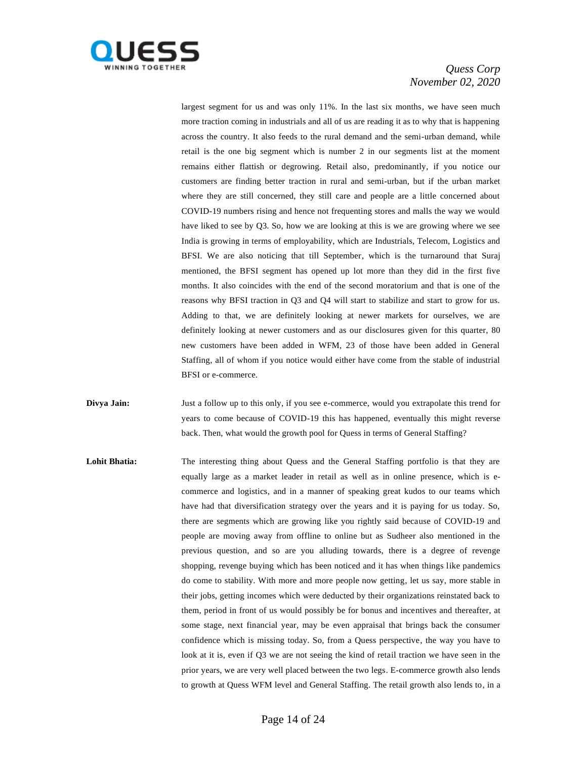largest segment for us and was only 11%. In the last six months, we have seen much more traction coming in industrials and all of us are reading it as to why that is happening across the country. It also feeds to the rural demand and the semi-urban demand, while retail is the one big segment which is number 2 in our segments list at the moment remains either flattish or degrowing. Retail also, predominantly, if you notice our customers are finding better traction in rural and semi-urban, but if the urban market where they are still concerned, they still care and people are a little concerned about COVID-19 numbers rising and hence not frequenting stores and malls the way we would have liked to see by Q3. So, how we are looking at this is we are growing where we see India is growing in terms of employability, which are Industrials, Telecom, Logistics and BFSI. We are also noticing that till September, which is the turnaround that Suraj mentioned, the BFSI segment has opened up lot more than they did in the first five months. It also coincides with the end of the second moratorium and that is one of the reasons why BFSI traction in Q3 and Q4 will start to stabilize and start to grow for us. Adding to that, we are definitely looking at newer markets for ourselves, we are definitely looking at newer customers and as our disclosures given for this quarter, 80 new customers have been added in WFM, 23 of those have been added in General Staffing, all of whom if you notice would either have come from the stable of industrial BFSI or e-commerce.

**Divya Jain:** Just a follow up to this only, if you see e-commerce, would you extrapolate this trend for years to come because of COVID-19 this has happened, eventually this might reverse back. Then, what would the growth pool for Quess in terms of General Staffing?

**Lohit Bhatia:** The interesting thing about Quess and the General Staffing portfolio is that they are equally large as a market leader in retail as well as in online presence, which is e-commerce and logistics, and in a manner of speaking great kudos to our teams which have had that diversification strategy over the years and it is paying for us today. So, there are segments which are growing like you rightly said because of COVID-19 and people are moving away from offline to online but as Sudheer also mentioned in the previous question, and so are you alluding towards, there is a degree of revenge shopping, revenge buying which has been noticed and it has when things like pandemics do come to stability. With more and more people now getting, let us say, more stable in their jobs, getting incomes which were deducted by their organizations reinstated back to them, period in front of us would possibly be for bonus and incentives and thereafter, at some stage, next financial year, may be even appraisal that brings back the consumer confidence which is missing today. So, from a Quess perspective, the way you have to look at it is, even if Q3 we are not seeing the kind of retail traction we have seen in the prior years, we are very well placed between the two legs. E-commerce growth also lends to growth at Quess WFM level and General Staffing. The retail growth also lends to, in a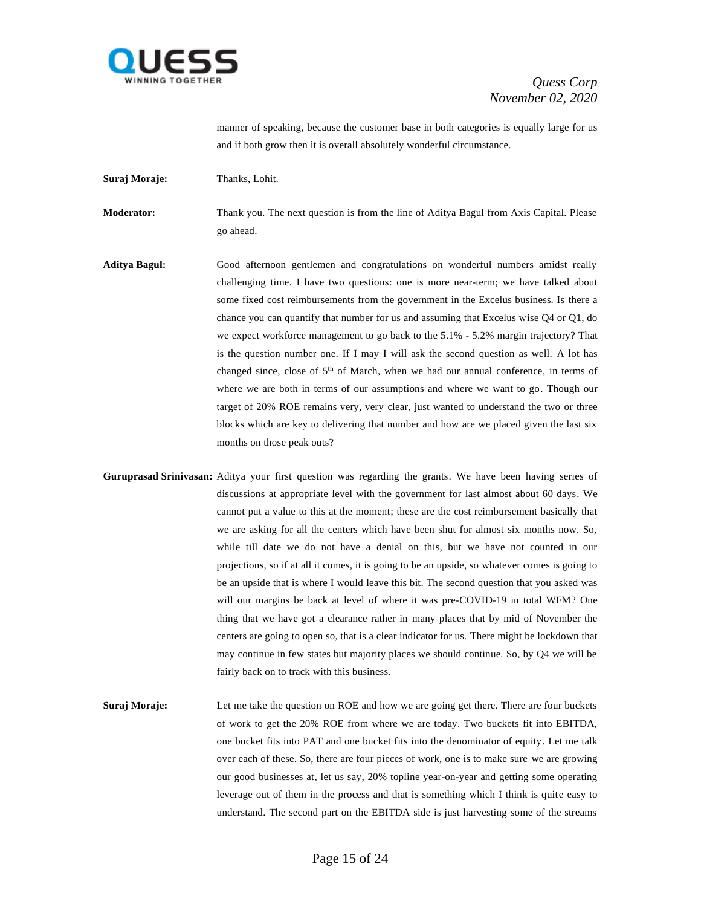manner of speaking, because the customer base in both categories is equally large for us and if both grow then it is overall absolutely wonderful circumstance.

**Suraj Moraje:** Thanks, Lohit.

**Moderator:** Thank you. The next question is from the line of Aditya Bagul from Axis Capital. Please go ahead.

**Aditya Bagul:** Good afternoon gentlemen and congratulations on wonderful numbers amidst really challenging time. I have two questions: one is more near-term; we have talked about some fixed cost reimbursements from the government in the Excelus business. Is there a chance you can quantify that number for us and assuming that Excelus wise Q4 or Q1, do we expect workforce management to go back to the 5.1% - 5.2% margin trajectory? That is the question number one. If I may I will ask the second question as well. A lot has changed since, close of 5th of March, when we had our annual conference, in terms of where we are both in terms of our assumptions and where we want to go. Though our target of 20% ROE remains very, very clear, just wanted to understand the two or three blocks which are key to delivering that number and how are we placed given the last six months on those peak outs?

**Guruprasad Srinivasan:** Aditya your first question was regarding the grants. We have been having series of discussions at appropriate level with the government for last almost about 60 days. We cannot put a value to this at the moment; these are the cost reimbursement basically that we are asking for all the centers which have been shut for almost six months now. So, while till date we do not have a denial on this, but we have not counted in our projections, so if at all it comes, it is going to be an upside, so whatever comes is going to be an upside that is where I would leave this bit. The second question that you asked was will our margins be back at level of where it was pre-COVID-19 in total WFM? One thing that we have got a clearance rather in many places that by mid of November the centers are going to open so, that is a clear indicator for us. There might be lockdown that may continue in few states but majority places we should continue. So, by Q4 we will be fairly back on to track with this business.

**Suraj Moraje:** Let me take the question on ROE and how we are going get there. There are four buckets of work to get the 20% ROE from where we are today. Two buckets fit into EBITDA, one bucket fits into PAT and one bucket fits into the denominator of equity. Let me talk over each of these. So, there are four pieces of work, one is to make sure we are growing our good businesses at, let us say, 20% topline year-on-year and getting some operating leverage out of them in the process and that is something which I think is quite easy to understand. The second part on the EBITDA side is just harvesting some of the streams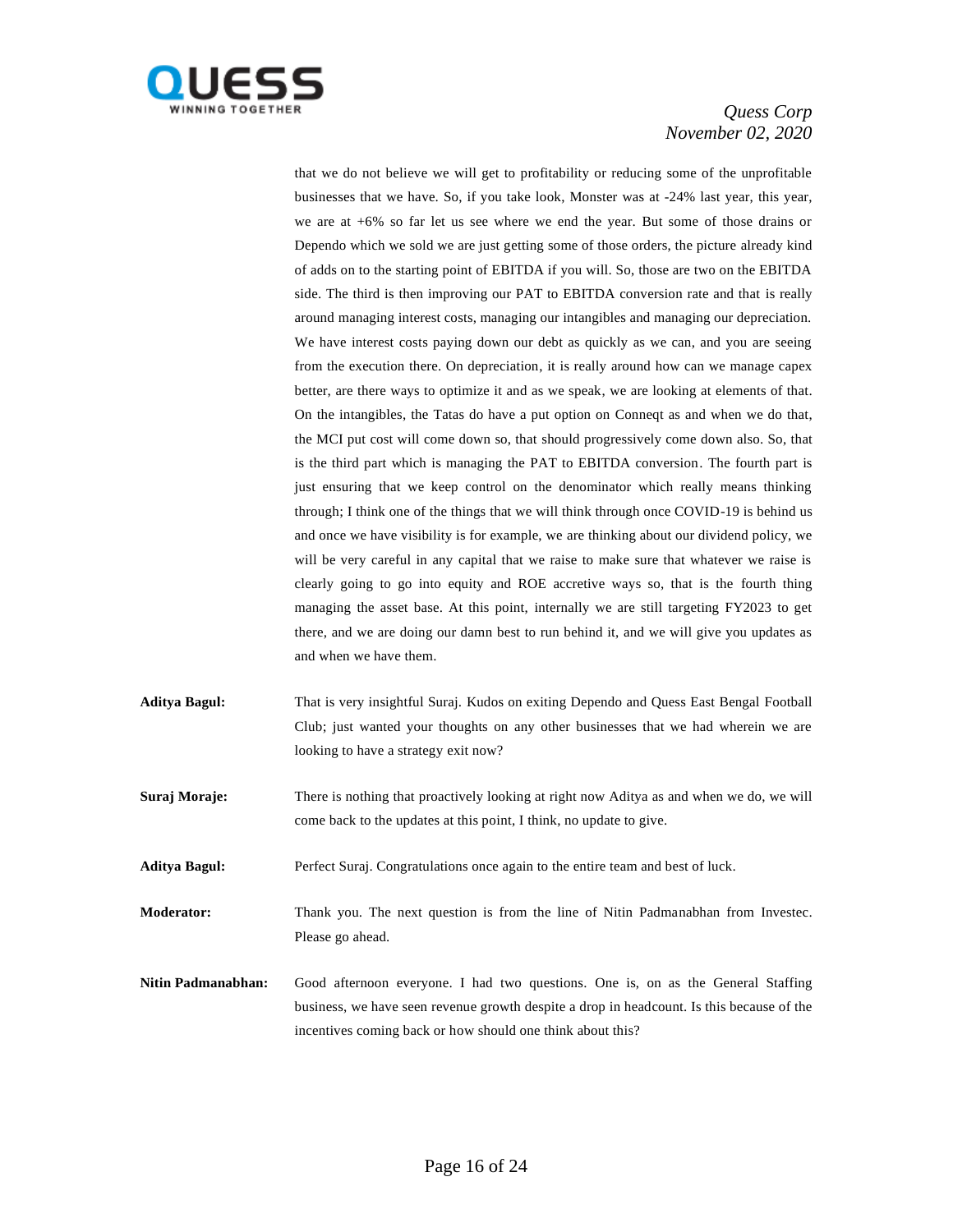that we do not believe we will get to profitability or reducing some of the unprofitable businesses that we have. So, if you take look, Monster was at -24% last year, this year, we are at +6% so far let us see where we end the year. But some of those drains or Dependo which we sold we are just getting some of those orders, the picture already kind of adds on to the starting point of EBITDA if you will. So, those are two on the EBITDA side. The third is then improving our PAT to EBITDA conversion rate and that is really around managing interest costs, managing our intangibles and managing our depreciation. We have interest costs paying down our debt as quickly as we can, and you are seeing from the execution there. On depreciation, it is really around how can we manage capex better, are there ways to optimize it and as we speak, we are looking at elements of that. On the intangibles, the Tatas do have a put option on Conneqt as and when we do that, the MCI put cost will come down so, that should progressively come down also. So, that is the third part which is managing the PAT to EBITDA conversion. The fourth part is just ensuring that we keep control on the denominator which really means thinking through; I think one of the things that we will think through once COVID-19 is behind us and once we have visibility is for example, we are thinking about our dividend policy, we will be very careful in any capital that we raise to make sure that whatever we raise is clearly going to go into equity and ROE accretive ways so, that is the fourth thing managing the asset base. At this point, internally we are still targeting FY2023 to get there, and we are doing our damn best to run behind it, and we will give you updates as and when we have them.

**Aditya Bagul:** That is very insightful Suraj. Kudos on exiting Dependo and Quess East Bengal Football Club; just wanted your thoughts on any other businesses that we had wherein we are looking to have a strategy exit now?

**Suraj Moraje:** There is nothing that proactively looking at right now Aditya as and when we do, we will come back to the updates at this point, I think, no update to give.

**Aditya Bagul:** Perfect Suraj. Congratulations once again to the entire team and best of luck.

**Moderator:** Thank you. The next question is from the line of Nitin Padmanabhan from Investec. Please go ahead.

**Nitin Padmanabhan:** Good afternoon everyone. I had two questions. One is, on as the General Staffing business, we have seen revenue growth despite a drop in headcount. Is this because of the incentives coming back or how should one think about this?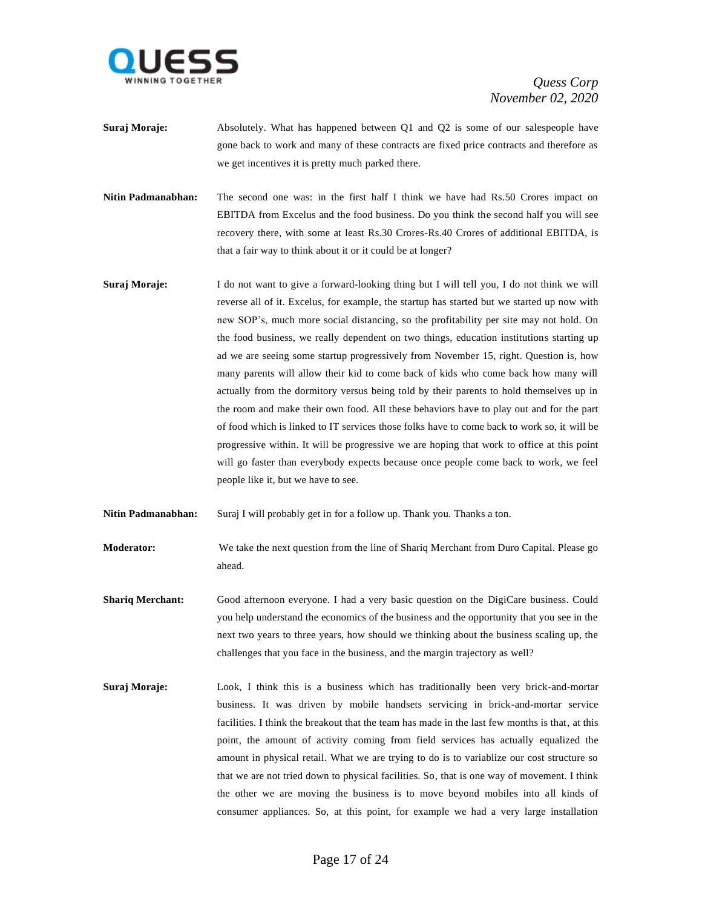**Suraj Moraje:** Absolutely. What has happened between Q1 and Q2 is some of our salespeople have gone back to work and many of these contracts are fixed price contracts and therefore as we get incentives it is pretty much parked there.

**Nitin Padmanabhan:** The second one was: in the first half I think we have had Rs.50 Crores impact on EBITDA from Excelus and the food business. Do you think the second half you will see recovery there, with some at least Rs.30 Crores-Rs.40 Crores of additional EBITDA, is that a fair way to think about it or it could be at longer?

**Suraj Moraje:** I do not want to give a forward-looking thing but I will tell you, I do not think we will reverse all of it. Excelus, for example, the startup has started but we started up now with new SOP's, much more social distancing, so the profitability per site may not hold. On the food business, we really dependent on two things, education institutions starting up ad we are seeing some startup progressively from November 15, right. Question is, how many parents will allow their kid to come back of kids who come back how many will actually from the dormitory versus being told by their parents to hold themselves up in the room and make their own food. All these behaviors have to play out and for the part of food which is linked to IT services those folks have to come back to work so, it will be progressive within. It will be progressive we are hoping that work to office at this point will go faster than everybody expects because once people come back to work, we feel people like it, but we have to see.

**Nitin Padmanabhan:** Suraj I will probably get in for a follow up. Thank you. Thanks a ton.

**Moderator:** We take the next question from the line of Shariq Merchant from Duro Capital. Please go ahead.

**Shariq Merchant:** Good afternoon everyone. I had a very basic question on the DigiCare business. Could you help understand the economics of the business and the opportunity that you see in the next two years to three years, how should we thinking about the business scaling up, the challenges that you face in the business, and the margin trajectory as well?

**Suraj Moraje:** Look, I think this is a business which has traditionally been very brick-and-mortar business. It was driven by mobile handsets servicing in brick-and-mortar service facilities. I think the breakout that the team has made in the last few months is that, at this point, the amount of activity coming from field services has actually equalized the amount in physical retail. What we are trying to do is to variablize our cost structure so that we are not tried down to physical facilities. So, that is one way of movement. I think the other we are moving the business is to move beyond mobiles into all kinds of consumer appliances. So, at this point, for example we had a very large installation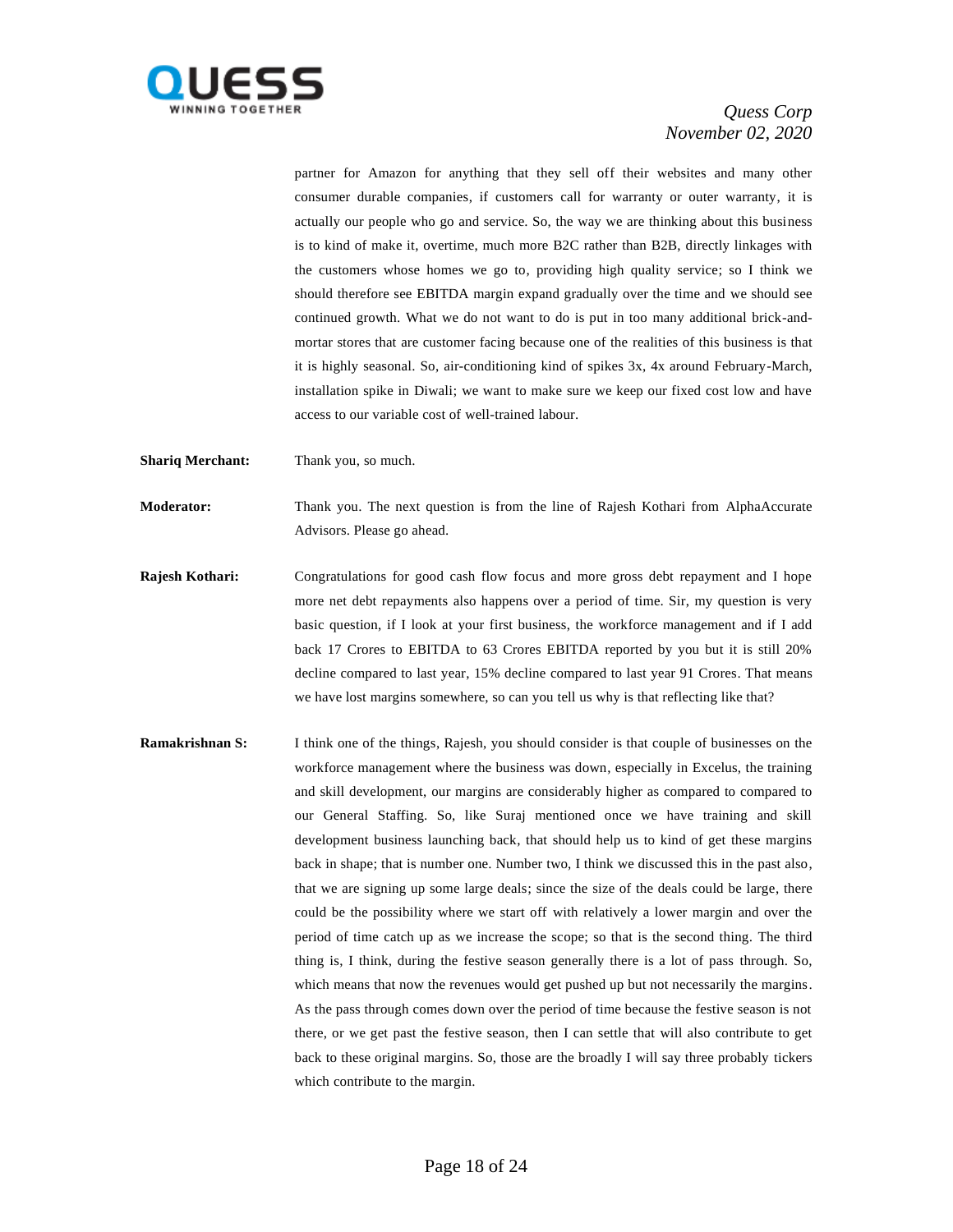partner for Amazon for anything that they sell off their websites and many other consumer durable companies, if customers call for warranty or outer warranty, it is actually our people who go and service. So, the way we are thinking about this business is to kind of make it, overtime, much more B2C rather than B2B, directly linkages with the customers whose homes we go to, providing high quality service; so I think we should therefore see EBITDA margin expand gradually over the time and we should see continued growth. What we do not want to do is put in too many additional brick-and-mortar stores that are customer facing because one of the realities of this business is that it is highly seasonal. So, air-conditioning kind of spikes 3x, 4x around February-March, installation spike in Diwali; we want to make sure we keep our fixed cost low and have access to our variable cost of well-trained labour.

**Shariq Merchant:** Thank you, so much.

**Moderator:** Thank you. The next question is from the line of Rajesh Kothari from AlphaAccurate Advisors. Please go ahead.

**Rajesh Kothari:** Congratulations for good cash flow focus and more gross debt repayment and I hope more net debt repayments also happens over a period of time. Sir, my question is very basic question, if I look at your first business, the workforce management and if I add back 17 Crores to EBITDA to 63 Crores EBITDA reported by you but it is still 20% decline compared to last year, 15% decline compared to last year 91 Crores. That means we have lost margins somewhere, so can you tell us why is that reflecting like that?

**Ramakrishnan S:** I think one of the things, Rajesh, you should consider is that couple of businesses on the workforce management where the business was down, especially in Excelus, the training and skill development, our margins are considerably higher as compared to compared to our General Staffing. So, like Suraj mentioned once we have training and skill development business launching back, that should help us to kind of get these margins back in shape; that is number one. Number two, I think we discussed this in the past also, that we are signing up some large deals; since the size of the deals could be large, there could be the possibility where we start off with relatively a lower margin and over the period of time catch up as we increase the scope; so that is the second thing. The third thing is, I think, during the festive season generally there is a lot of pass through. So, which means that now the revenues would get pushed up but not necessarily the margins. As the pass through comes down over the period of time because the festive season is not there, or we get past the festive season, then I can settle that will also contribute to get back to these original margins. So, those are the broadly I will say three probably tickers which contribute to the margin.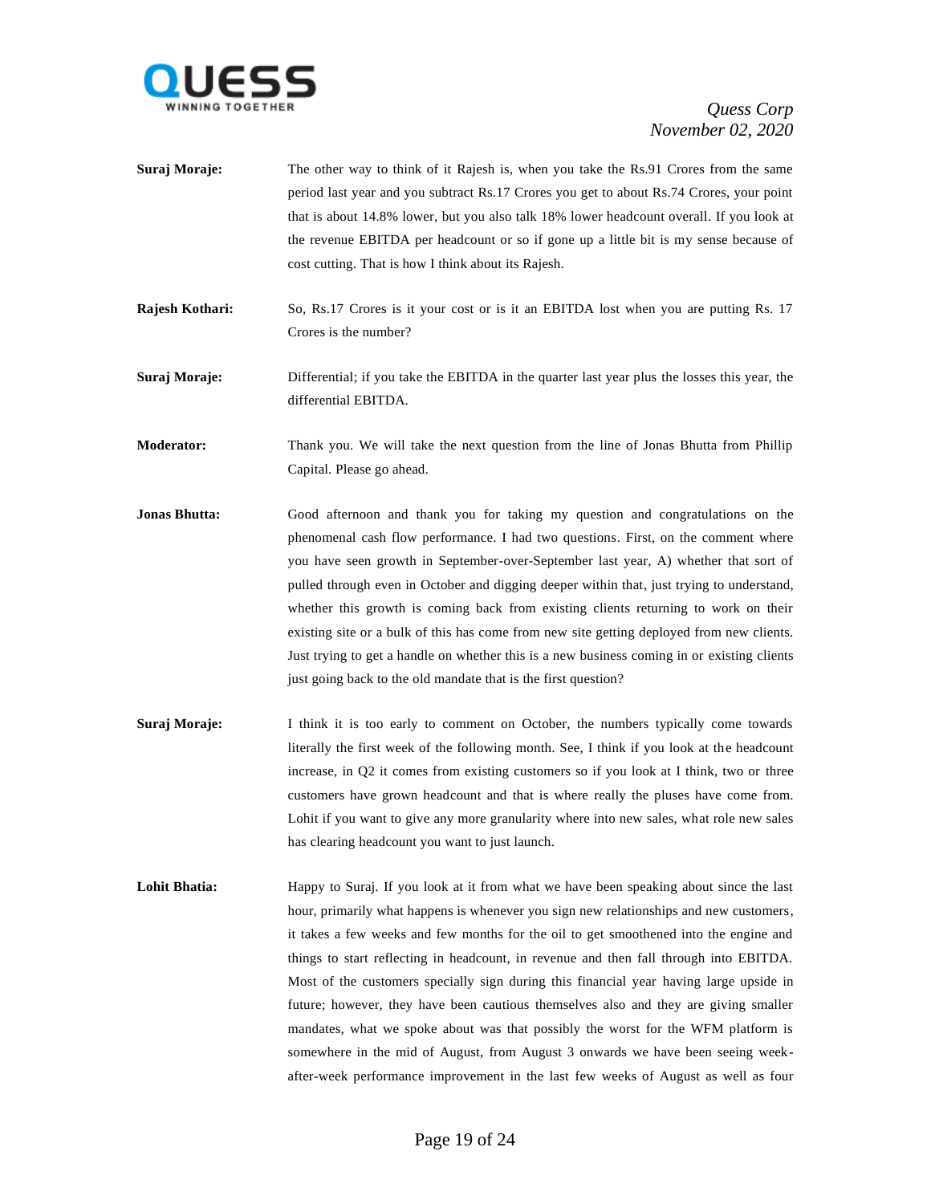**Suraj Moraje:** The other way to think of it Rajesh is, when you take the Rs.91 Crores from the same period last year and you subtract Rs.17 Crores you get to about Rs.74 Crores, your point that is about 14.8% lower, but you also talk 18% lower headcount overall. If you look at the revenue EBITDA per headcount or so if gone up a little bit is my sense because of cost cutting. That is how I think about its Rajesh.

**Rajesh Kothari:** So, Rs.17 Crores is it your cost or is it an EBITDA lost when you are putting Rs. 17 Crores is the number?

**Suraj Moraje:** Differential; if you take the EBITDA in the quarter last year plus the losses this year, the differential EBITDA.

**Moderator:** Thank you. We will take the next question from the line of Jonas Bhutta from Phillip Capital. Please go ahead.

**Jonas Bhutta:** Good afternoon and thank you for taking my question and congratulations on the phenomenal cash flow performance. I had two questions. First, on the comment where you have seen growth in September-over-September last year, A) whether that sort of pulled through even in October and digging deeper within that, just trying to understand, whether this growth is coming back from existing clients returning to work on their existing site or a bulk of this has come from new site getting deployed from new clients. Just trying to get a handle on whether this is a new business coming in or existing clients just going back to the old mandate that is the first question?

**Suraj Moraje:** I think it is too early to comment on October, the numbers typically come towards literally the first week of the following month. See, I think if you look at the headcount increase, in Q2 it comes from existing customers so if you look at I think, two or three customers have grown headcount and that is where really the pluses have come from. Lohit if you want to give any more granularity where into new sales, what role new sales has clearing headcount you want to just launch.

**Lohit Bhatia:** Happy to Suraj. If you look at it from what we have been speaking about since the last hour, primarily what happens is whenever you sign new relationships and new customers, it takes a few weeks and few months for the oil to get smoothened into the engine and things to start reflecting in headcount, in revenue and then fall through into EBITDA. Most of the customers specially sign during this financial year having large upside in future; however, they have been cautious themselves also and they are giving smaller mandates, what we spoke about was that possibly the worst for the WFM platform is somewhere in the mid of August, from August 3 onwards we have been seeing week-after-week performance improvement in the last few weeks of August as well as four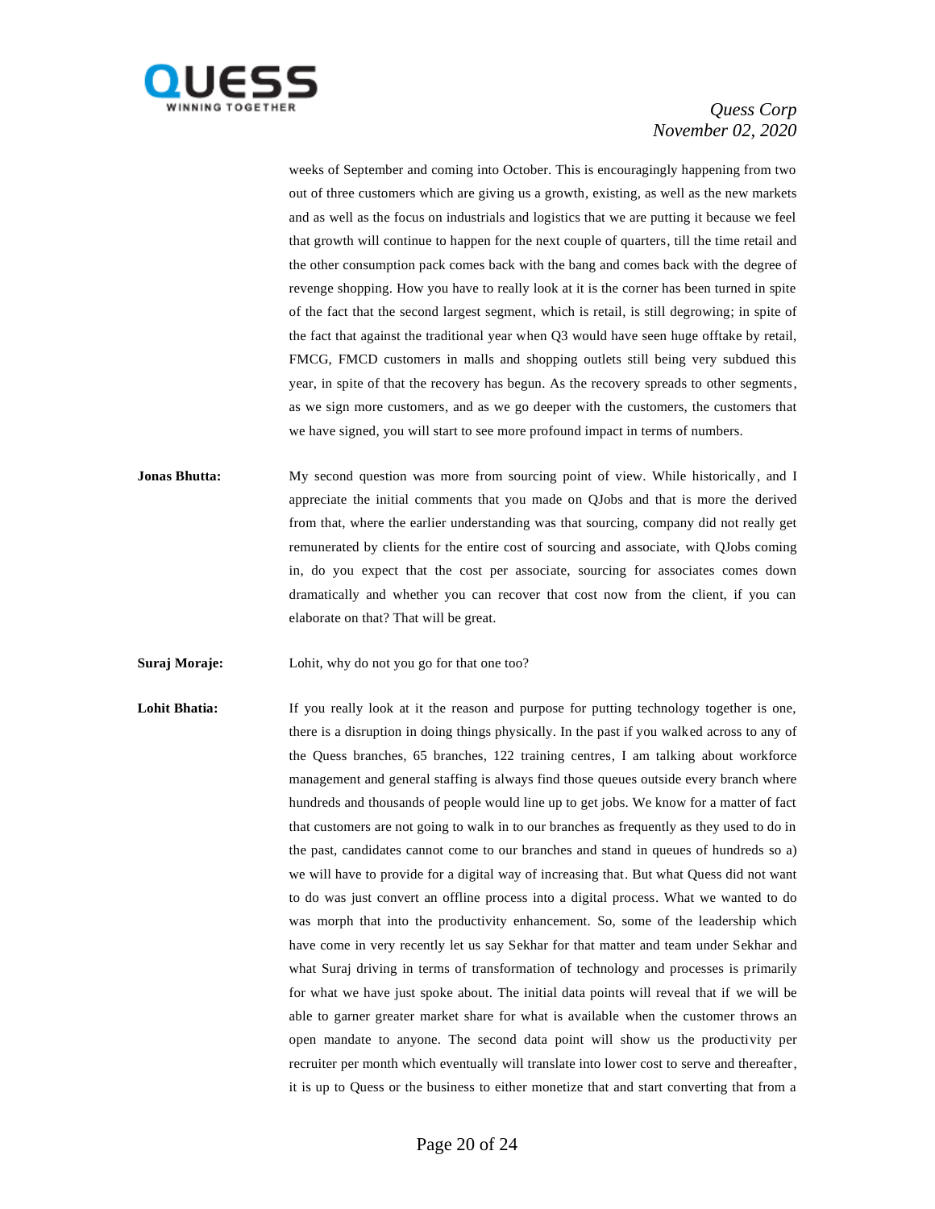weeks of September and coming into October. This is encouragingly happening from two out of three customers which are giving us a growth, existing, as well as the new markets and as well as the focus on industrials and logistics that we are putting it because we feel that growth will continue to happen for the next couple of quarters, till the time retail and the other consumption pack comes back with the bang and comes back with the degree of revenge shopping. How you have to really look at it is the corner has been turned in spite of the fact that the second largest segment, which is retail, is still degrowing; in spite of the fact that against the traditional year when Q3 would have seen huge offtake by retail, FMCG, FMCD customers in malls and shopping outlets still being very subdued this year, in spite of that the recovery has begun. As the recovery spreads to other segments, as we sign more customers, and as we go deeper with the customers, the customers that we have signed, you will start to see more profound impact in terms of numbers.

**Jonas Bhutta:** My second question was more from sourcing point of view. While historically, and I appreciate the initial comments that you made on QJobs and that is more the derived from that, where the earlier understanding was that sourcing, company did not really get remunerated by clients for the entire cost of sourcing and associate, with QJobs coming in, do you expect that the cost per associate, sourcing for associates comes down dramatically and whether you can recover that cost now from the client, if you can elaborate on that? That will be great.

**Suraj Moraje:** Lohit, why do not you go for that one too?

**Lohit Bhatia:** If you really look at it the reason and purpose for putting technology together is one, there is a disruption in doing things physically. In the past if you walked across to any of the Quess branches, 65 branches, 122 training centres, I am talking about workforce management and general staffing is always find those queues outside every branch where hundreds and thousands of people would line up to get jobs. We know for a matter of fact that customers are not going to walk in to our branches as frequently as they used to do in the past, candidates cannot come to our branches and stand in queues of hundreds so a) we will have to provide for a digital way of increasing that. But what Quess did not want to do was just convert an offline process into a digital process. What we wanted to do was morph that into the productivity enhancement. So, some of the leadership which have come in very recently let us say Sekhar for that matter and team under Sekhar and what Suraj driving in terms of transformation of technology and processes is primarily for what we have just spoke about. The initial data points will reveal that if we will be able to garner greater market share for what is available when the customer throws an open mandate to anyone. The second data point will show us the productivity per recruiter per month which eventually will translate into lower cost to serve and thereafter, it is up to Quess or the business to either monetize that and start converting that from a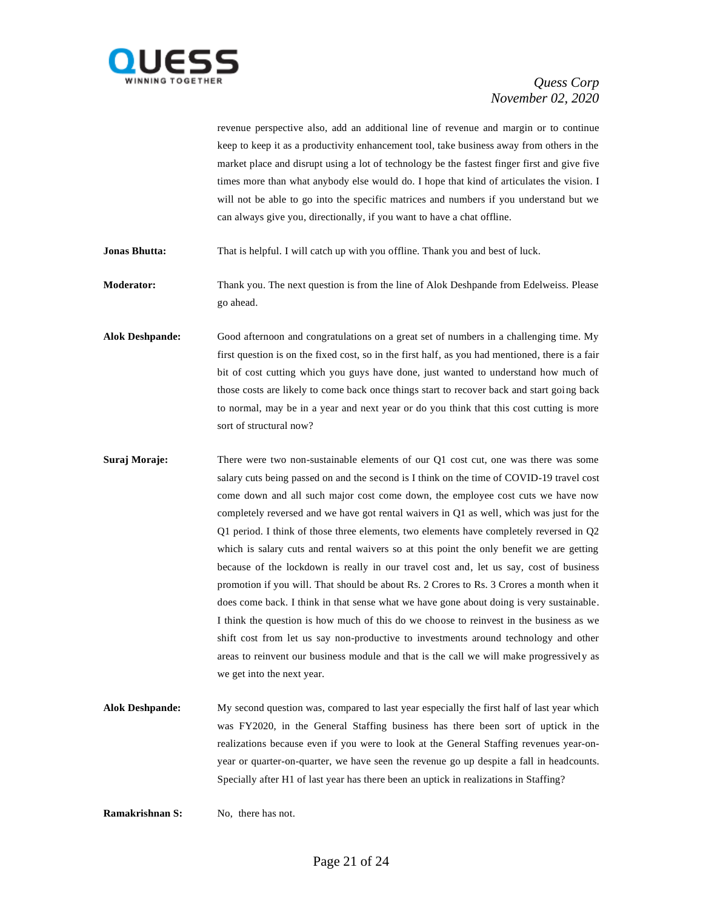revenue perspective also, add an additional line of revenue and margin or to continue keep to keep it as a productivity enhancement tool, take business away from others in the market place and disrupt using a lot of technology be the fastest finger first and give five times more than what anybody else would do. I hope that kind of articulates the vision. I will not be able to go into the specific matrices and numbers if you understand but we can always give you, directionally, if you want to have a chat offline.

**Jonas Bhutta:** That is helpful. I will catch up with you offline. Thank you and best of luck.

**Moderator:** Thank you. The next question is from the line of Alok Deshpande from Edelweiss. Please go ahead.

**Alok Deshpande:** Good afternoon and congratulations on a great set of numbers in a challenging time. My first question is on the fixed cost, so in the first half, as you had mentioned, there is a fair bit of cost cutting which you guys have done, just wanted to understand how much of those costs are likely to come back once things start to recover back and start going back to normal, may be in a year and next year or do you think that this cost cutting is more sort of structural now?

**Suraj Moraje:** There were two non-sustainable elements of our Q1 cost cut, one was there was some salary cuts being passed on and the second is I think on the time of COVID-19 travel cost come down and all such major cost come down, the employee cost cuts we have now completely reversed and we have got rental waivers in Q1 as well, which was just for the Q1 period. I think of those three elements, two elements have completely reversed in Q2 which is salary cuts and rental waivers so at this point the only benefit we are getting because of the lockdown is really in our travel cost and, let us say, cost of business promotion if you will. That should be about Rs. 2 Crores to Rs. 3 Crores a month when it does come back. I think in that sense what we have gone about doing is very sustainable. I think the question is how much of this do we choose to reinvest in the business as we shift cost from let us say non-productive to investments around technology and other areas to reinvent our business module and that is the call we will make progressively as we get into the next year.

**Alok Deshpande:** My second question was, compared to last year especially the first half of last year which was FY2020, in the General Staffing business has there been sort of uptick in the realizations because even if you were to look at the General Staffing revenues year-on-year or quarter-on-quarter, we have seen the revenue go up despite a fall in headcounts. Specially after H1 of last year has there been an uptick in realizations in Staffing?

**Ramakrishnan S:** No, there has not.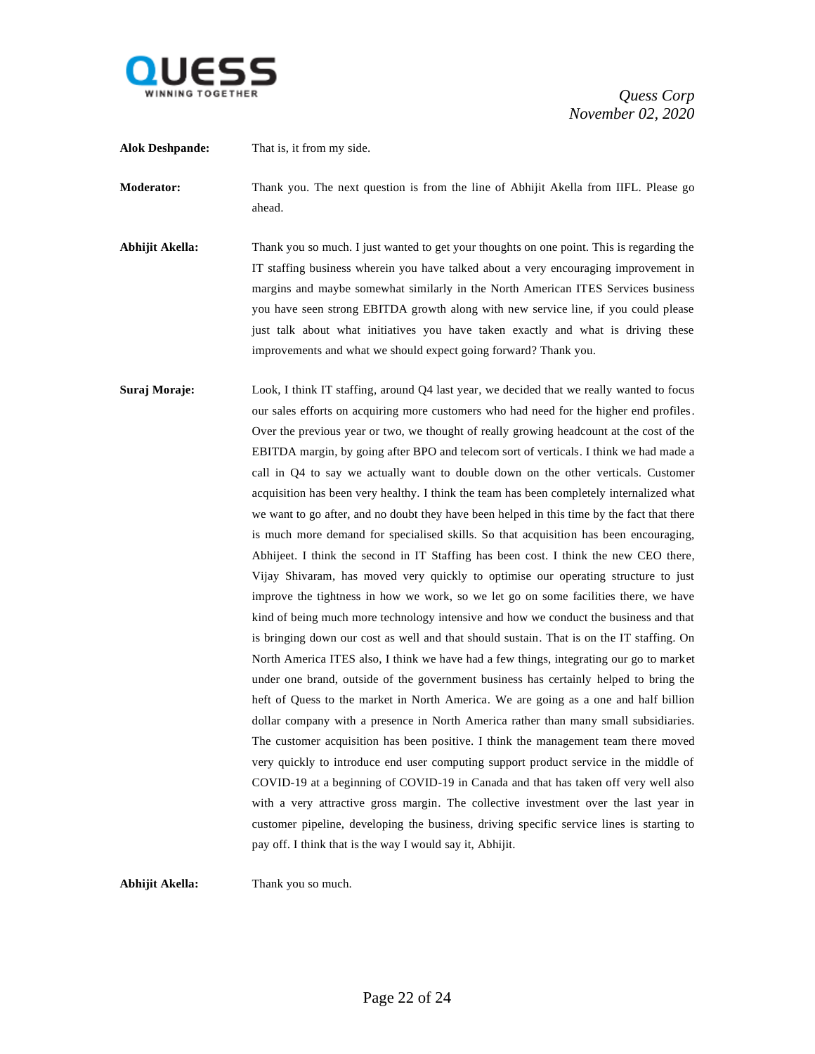**Alok Deshpande:** That is, it from my side.

**Moderator:** Thank you. The next question is from the line of Abhijit Akella from IIFL. Please go ahead.

**Abhijit Akella:** Thank you so much. I just wanted to get your thoughts on one point. This is regarding the IT staffing business wherein you have talked about a very encouraging improvement in margins and maybe somewhat similarly in the North American ITES Services business you have seen strong EBITDA growth along with new service line, if you could please just talk about what initiatives you have taken exactly and what is driving these improvements and what we should expect going forward? Thank you.

**Suraj Moraje:** Look, I think IT staffing, around Q4 last year, we decided that we really wanted to focus our sales efforts on acquiring more customers who had need for the higher end profiles. Over the previous year or two, we thought of really growing headcount at the cost of the EBITDA margin, by going after BPO and telecom sort of verticals. I think we had made a call in Q4 to say we actually want to double down on the other verticals. Customer acquisition has been very healthy. I think the team has been completely internalized what we want to go after, and no doubt they have been helped in this time by the fact that there is much more demand for specialised skills. So that acquisition has been encouraging, Abhijeet. I think the second in IT Staffing has been cost. I think the new CEO there, Vijay Shivaram, has moved very quickly to optimise our operating structure to just improve the tightness in how we work, so we let go on some facilities there, we have kind of being much more technology intensive and how we conduct the business and that is bringing down our cost as well and that should sustain. That is on the IT staffing. On North America ITES also, I think we have had a few things, integrating our go to market under one brand, outside of the government business has certainly helped to bring the heft of Quess to the market in North America. We are going as a one and half billion dollar company with a presence in North America rather than many small subsidiaries. The customer acquisition has been positive. I think the management team there moved very quickly to introduce end user computing support product service in the middle of COVID-19 at a beginning of COVID-19 in Canada and that has taken off very well also with a very attractive gross margin. The collective investment over the last year in customer pipeline, developing the business, driving specific service lines is starting to pay off. I think that is the way I would say it, Abhijit.

**Abhijit Akella:** Thank you so much.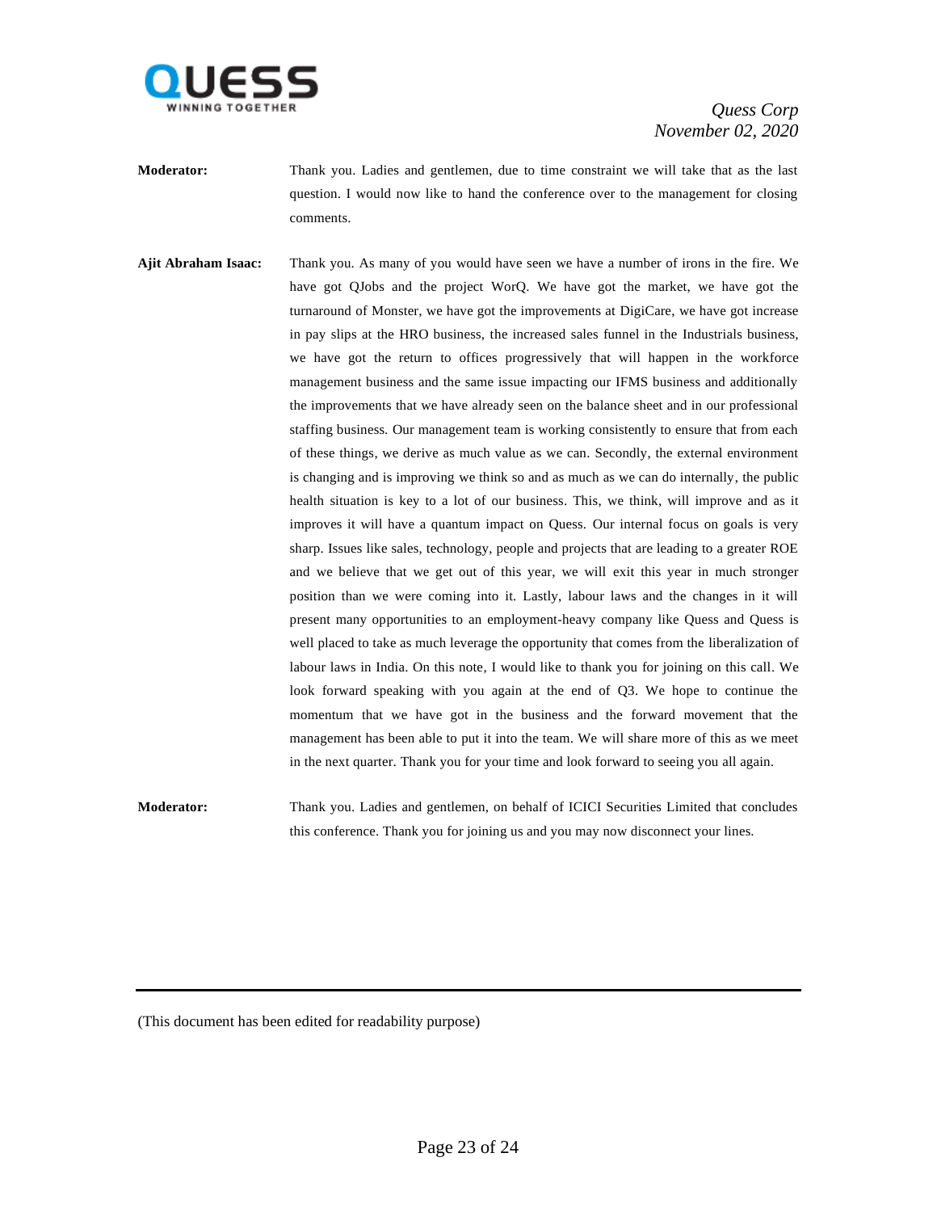**Moderator:** Thank you. Ladies and gentlemen, due to time constraint we will take that as the last question. I would now like to hand the conference over to the management for closing comments.

**Ajit Abraham Isaac:** Thank you. As many of you would have seen we have a number of irons in the fire. We have got QJobs and the project WorQ. We have got the market, we have got the turnaround of Monster, we have got the improvements at DigiCare, we have got increase in pay slips at the HRO business, the increased sales funnel in the Industrials business, we have got the return to offices progressively that will happen in the workforce management business and the same issue impacting our IFMS business and additionally the improvements that we have already seen on the balance sheet and in our professional staffing business. Our management team is working consistently to ensure that from each of these things, we derive as much value as we can. Secondly, the external environment is changing and is improving we think so and as much as we can do internally, the public health situation is key to a lot of our business. This, we think, will improve and as it improves it will have a quantum impact on Quess. Our internal focus on goals is very sharp. Issues like sales, technology, people and projects that are leading to a greater ROE and we believe that we get out of this year, we will exit this year in much stronger position than we were coming into it. Lastly, labour laws and the changes in it will present many opportunities to an employment-heavy company like Quess and Quess is well placed to take as much leverage the opportunity that comes from the liberalization of labour laws in India. On this note, I would like to thank you for joining on this call. We look forward speaking with you again at the end of Q3. We hope to continue the momentum that we have got in the business and the forward movement that the management has been able to put it into the team. We will share more of this as we meet in the next quarter. Thank you for your time and look forward to seeing you all again.

**Moderator:** Thank you. Ladies and gentlemen, on behalf of ICICI Securities Limited that concludes this conference. Thank you for joining us and you may now disconnect your lines.

---

(This document has been edited for readability purpose)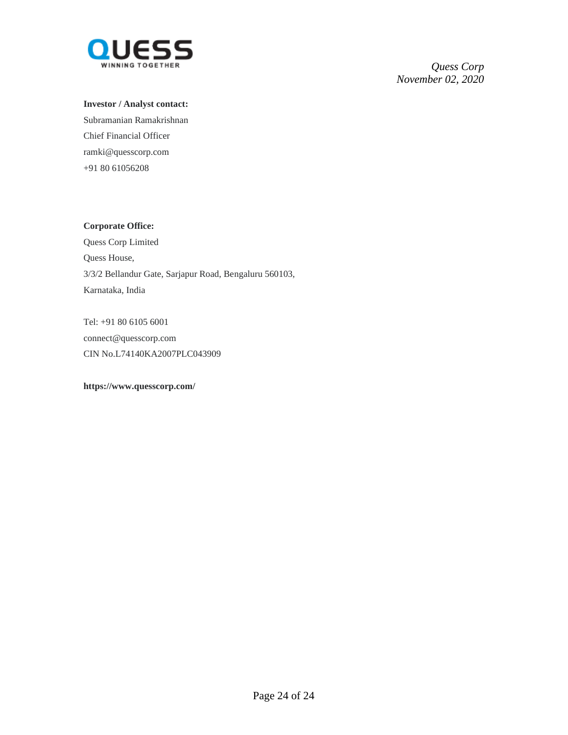**Investor / Analyst contact:**

Subramanian Ramakrishnan

Chief Financial Officer

ramki@quesscorp.com

+91 80 61056208

**Corporate Office:**

Quess Corp Limited

Quess House,

3/3/2 Bellandur Gate, Sarjapur Road, Bengaluru 560103,

Karnataka, India

Tel: +91 80 6105 6001

connect@quesscorp.com

CIN No.L74140KA2007PLC043909

**https://www.quesscorp.com/**